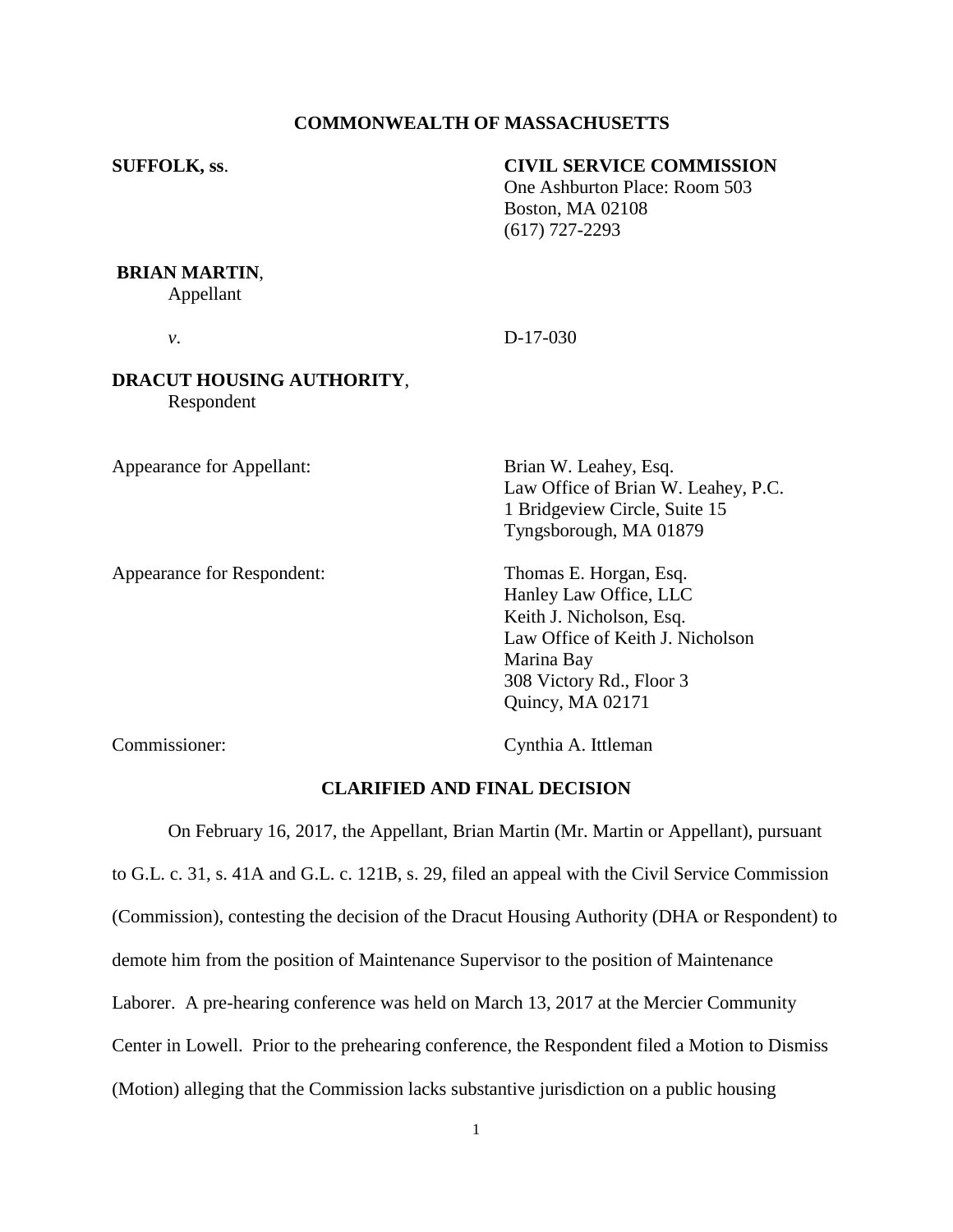**COMMONWEALTH OF MASSACHUSETTS**

**SUFFOLK, ss.**

**CIVIL SERVICE COMMISSION**
One Ashburton Place: Room 503
Boston, MA 02108
(617) 727-2293

**BRIAN MARTIN**,
Appellant

*v*.

D-17-030

**DRACUT HOUSING AUTHORITY**,
Respondent

Appearance for Appellant:

Brian W. Leahey, Esq.
Law Office of Brian W. Leahey, P.C.
1 Bridgeview Circle, Suite 15
Tyngsborough, MA 01879

Appearance for Respondent:

Thomas E. Horgan, Esq.
Hanley Law Office, LLC
Keith J. Nicholson, Esq.
Law Office of Keith J. Nicholson
Marina Bay
308 Victory Rd., Floor 3
Quincy, MA 02171

Commissioner:

Cynthia A. Ittleman

**CLARIFIED AND FINAL DECISION**

On February 16, 2017, the Appellant, Brian Martin (Mr. Martin or Appellant), pursuant to G.L. c. 31, s. 41A and G.L. c. 121B, s. 29, filed an appeal with the Civil Service Commission (Commission), contesting the decision of the Dracut Housing Authority (DHA or Respondent) to demote him from the position of Maintenance Supervisor to the position of Maintenance Laborer. A pre-hearing conference was held on March 13, 2017 at the Mercier Community Center in Lowell. Prior to the prehearing conference, the Respondent filed a Motion to Dismiss (Motion) alleging that the Commission lacks substantive jurisdiction on a public housing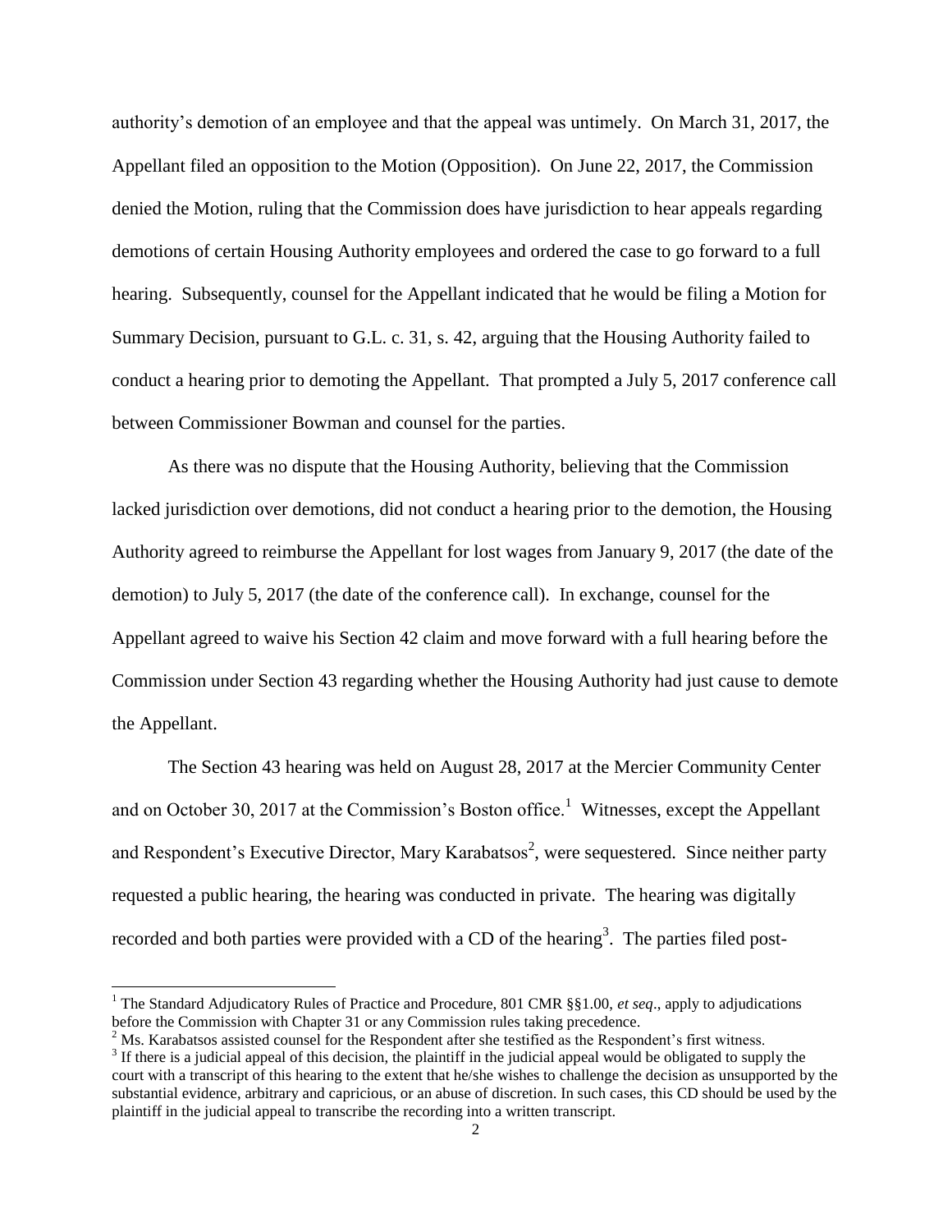authority's demotion of an employee and that the appeal was untimely. On March 31, 2017, the Appellant filed an opposition to the Motion (Opposition). On June 22, 2017, the Commission denied the Motion, ruling that the Commission does have jurisdiction to hear appeals regarding demotions of certain Housing Authority employees and ordered the case to go forward to a full hearing. Subsequently, counsel for the Appellant indicated that he would be filing a Motion for Summary Decision, pursuant to G.L. c. 31, s. 42, arguing that the Housing Authority failed to conduct a hearing prior to demoting the Appellant. That prompted a July 5, 2017 conference call between Commissioner Bowman and counsel for the parties.

As there was no dispute that the Housing Authority, believing that the Commission lacked jurisdiction over demotions, did not conduct a hearing prior to the demotion, the Housing Authority agreed to reimburse the Appellant for lost wages from January 9, 2017 (the date of the demotion) to July 5, 2017 (the date of the conference call). In exchange, counsel for the Appellant agreed to waive his Section 42 claim and move forward with a full hearing before the Commission under Section 43 regarding whether the Housing Authority had just cause to demote the Appellant.

The Section 43 hearing was held on August 28, 2017 at the Mercier Community Center and on October 30, 2017 at the Commission's Boston office.[1] Witnesses, except the Appellant and Respondent's Executive Director, Mary Karabatsos[2], were sequestered. Since neither party requested a public hearing, the hearing was conducted in private. The hearing was digitally recorded and both parties were provided with a CD of the hearing[3]. The parties filed post-

[1] The Standard Adjudicatory Rules of Practice and Procedure, 801 CMR §§1.00, *et seq*., apply to adjudications before the Commission with Chapter 31 or any Commission rules taking precedence.

[2] Ms. Karabatsos assisted counsel for the Respondent after she testified as the Respondent's first witness.

[3] If there is a judicial appeal of this decision, the plaintiff in the judicial appeal would be obligated to supply the court with a transcript of this hearing to the extent that he/she wishes to challenge the decision as unsupported by the substantial evidence, arbitrary and capricious, or an abuse of discretion. In such cases, this CD should be used by the plaintiff in the judicial appeal to transcribe the recording into a written transcript.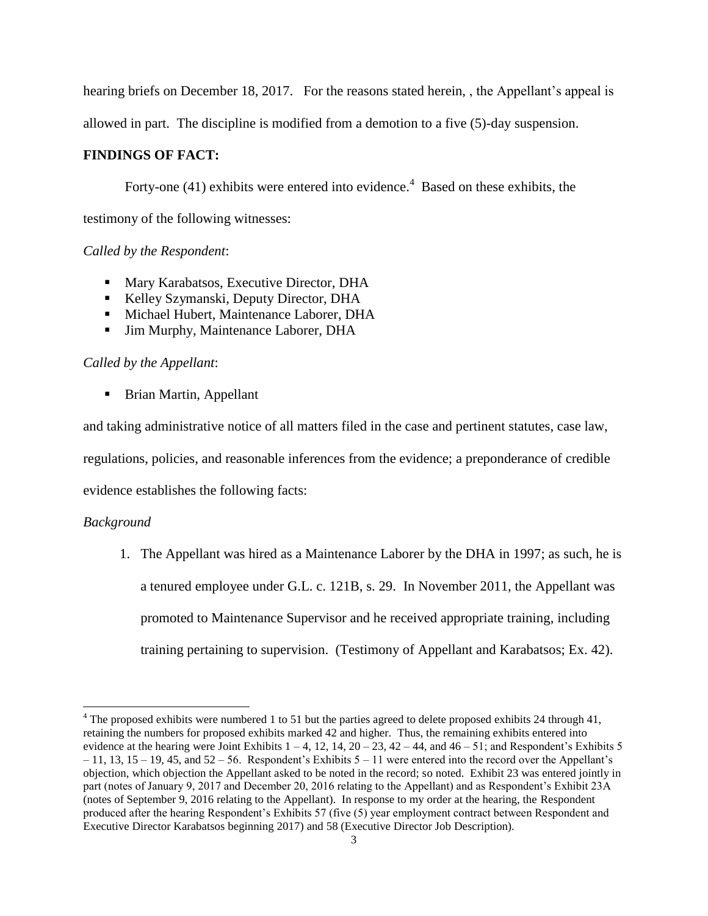hearing briefs on December 18, 2017. For the reasons stated herein, , the Appellant's appeal is allowed in part. The discipline is modified from a demotion to a five (5)-day suspension.

**FINDINGS OF FACT:**

Forty-one (41) exhibits were entered into evidence.[4] Based on these exhibits, the testimony of the following witnesses:

*Called by the Respondent*:

- Mary Karabatsos, Executive Director, DHA
- Kelley Szymanski, Deputy Director, DHA
- Michael Hubert, Maintenance Laborer, DHA
- Jim Murphy, Maintenance Laborer, DHA

*Called by the Appellant*:

- Brian Martin, Appellant

and taking administrative notice of all matters filed in the case and pertinent statutes, case law, regulations, policies, and reasonable inferences from the evidence; a preponderance of credible evidence establishes the following facts:

*Background*

1. The Appellant was hired as a Maintenance Laborer by the DHA in 1997; as such, he is a tenured employee under G.L. c. 121B, s. 29. In November 2011, the Appellant was promoted to Maintenance Supervisor and he received appropriate training, including training pertaining to supervision. (Testimony of Appellant and Karabatsos; Ex. 42).

---

[4] The proposed exhibits were numbered 1 to 51 but the parties agreed to delete proposed exhibits 24 through 41, retaining the numbers for proposed exhibits marked 42 and higher. Thus, the remaining exhibits entered into evidence at the hearing were Joint Exhibits 1 – 4, 12, 14, 20 – 23, 42 – 44, and 46 – 51; and Respondent's Exhibits 5 – 11, 13, 15 – 19, 45, and 52 – 56. Respondent's Exhibits 5 – 11 were entered into the record over the Appellant's objection, which objection the Appellant asked to be noted in the record; so noted. Exhibit 23 was entered jointly in part (notes of January 9, 2017 and December 20, 2016 relating to the Appellant) and as Respondent's Exhibit 23A (notes of September 9, 2016 relating to the Appellant). In response to my order at the hearing, the Respondent produced after the hearing Respondent's Exhibits 57 (five (5) year employment contract between Respondent and Executive Director Karabatsos beginning 2017) and 58 (Executive Director Job Description).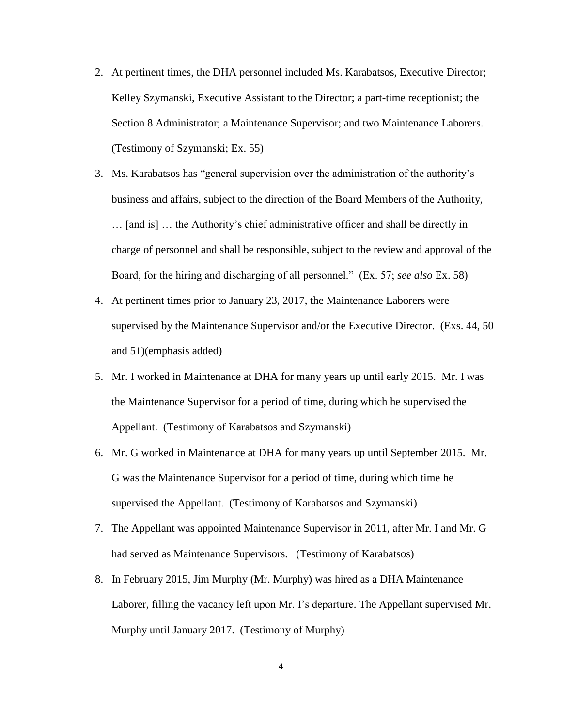2. At pertinent times, the DHA personnel included Ms. Karabatsos, Executive Director; Kelley Szymanski, Executive Assistant to the Director; a part-time receptionist; the Section 8 Administrator; a Maintenance Supervisor; and two Maintenance Laborers. (Testimony of Szymanski; Ex. 55)

3. Ms. Karabatsos has "general supervision over the administration of the authority's business and affairs, subject to the direction of the Board Members of the Authority, … [and is] … the Authority's chief administrative officer and shall be directly in charge of personnel and shall be responsible, subject to the review and approval of the Board, for the hiring and discharging of all personnel." (Ex. 57; *see also* Ex. 58)

4. At pertinent times prior to January 23, 2017, the Maintenance Laborers were <u>supervised by the Maintenance Supervisor and/or the Executive Director</u>. (Exs. 44, 50 and 51)(emphasis added)

5. Mr. I worked in Maintenance at DHA for many years up until early 2015. Mr. I was the Maintenance Supervisor for a period of time, during which he supervised the Appellant. (Testimony of Karabatsos and Szymanski)

6. Mr. G worked in Maintenance at DHA for many years up until September 2015. Mr. G was the Maintenance Supervisor for a period of time, during which time he supervised the Appellant. (Testimony of Karabatsos and Szymanski)

7. The Appellant was appointed Maintenance Supervisor in 2011, after Mr. I and Mr. G had served as Maintenance Supervisors. (Testimony of Karabatsos)

8. In February 2015, Jim Murphy (Mr. Murphy) was hired as a DHA Maintenance Laborer, filling the vacancy left upon Mr. I's departure. The Appellant supervised Mr. Murphy until January 2017. (Testimony of Murphy)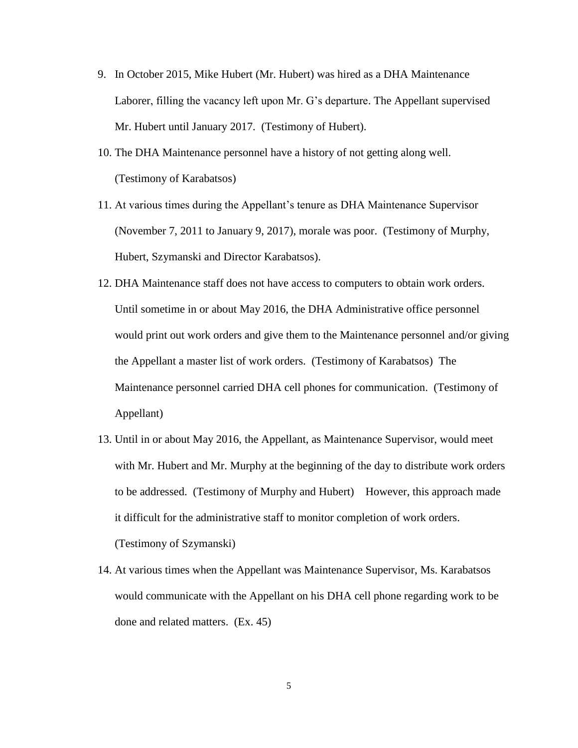9. In October 2015, Mike Hubert (Mr. Hubert) was hired as a DHA Maintenance Laborer, filling the vacancy left upon Mr. G's departure. The Appellant supervised Mr. Hubert until January 2017. (Testimony of Hubert).
10. The DHA Maintenance personnel have a history of not getting along well. (Testimony of Karabatsos)
11. At various times during the Appellant's tenure as DHA Maintenance Supervisor (November 7, 2011 to January 9, 2017), morale was poor. (Testimony of Murphy, Hubert, Szymanski and Director Karabatsos).
12. DHA Maintenance staff does not have access to computers to obtain work orders. Until sometime in or about May 2016, the DHA Administrative office personnel would print out work orders and give them to the Maintenance personnel and/or giving the Appellant a master list of work orders. (Testimony of Karabatsos) The Maintenance personnel carried DHA cell phones for communication. (Testimony of Appellant)
13. Until in or about May 2016, the Appellant, as Maintenance Supervisor, would meet with Mr. Hubert and Mr. Murphy at the beginning of the day to distribute work orders to be addressed. (Testimony of Murphy and Hubert) However, this approach made it difficult for the administrative staff to monitor completion of work orders. (Testimony of Szymanski)
14. At various times when the Appellant was Maintenance Supervisor, Ms. Karabatsos would communicate with the Appellant on his DHA cell phone regarding work to be done and related matters. (Ex. 45)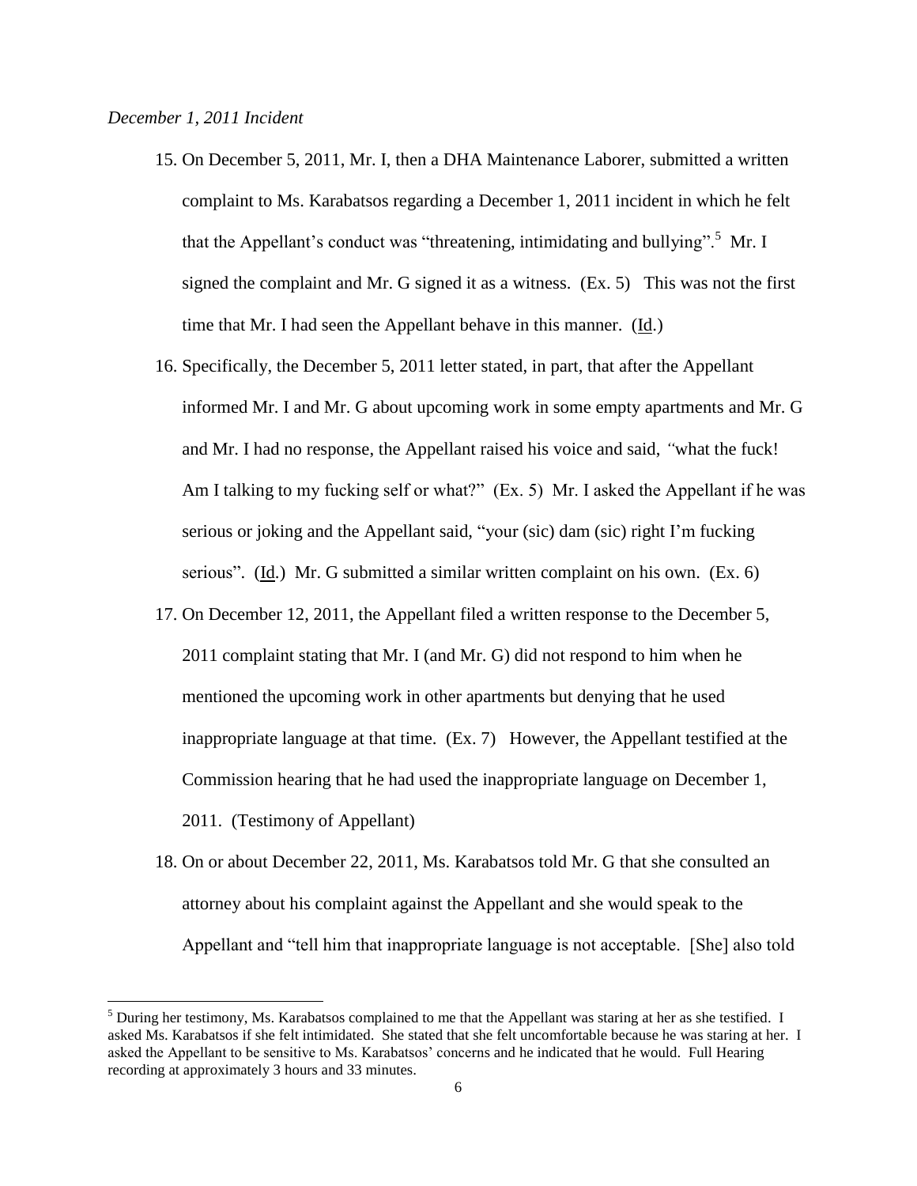*December 1, 2011 Incident*

15. On December 5, 2011, Mr. I, then a DHA Maintenance Laborer, submitted a written complaint to Ms. Karabatsos regarding a December 1, 2011 incident in which he felt that the Appellant's conduct was "threatening, intimidating and bullying".[5] Mr. I signed the complaint and Mr. G signed it as a witness. (Ex. 5) This was not the first time that Mr. I had seen the Appellant behave in this manner. (Id.)
16. Specifically, the December 5, 2011 letter stated, in part, that after the Appellant informed Mr. I and Mr. G about upcoming work in some empty apartments and Mr. G and Mr. I had no response, the Appellant raised his voice and said, "what the fuck! Am I talking to my fucking self or what?" (Ex. 5) Mr. I asked the Appellant if he was serious or joking and the Appellant said, "your (sic) dam (sic) right I'm fucking serious". (Id.) Mr. G submitted a similar written complaint on his own. (Ex. 6)
17. On December 12, 2011, the Appellant filed a written response to the December 5, 2011 complaint stating that Mr. I (and Mr. G) did not respond to him when he mentioned the upcoming work in other apartments but denying that he used inappropriate language at that time. (Ex. 7) However, the Appellant testified at the Commission hearing that he had used the inappropriate language on December 1, 2011. (Testimony of Appellant)
18. On or about December 22, 2011, Ms. Karabatsos told Mr. G that she consulted an attorney about his complaint against the Appellant and she would speak to the Appellant and "tell him that inappropriate language is not acceptable. [She] also told

[5] During her testimony, Ms. Karabatsos complained to me that the Appellant was staring at her as she testified. I asked Ms. Karabatsos if she felt intimidated. She stated that she felt uncomfortable because he was staring at her. I asked the Appellant to be sensitive to Ms. Karabatsos' concerns and he indicated that he would. Full Hearing recording at approximately 3 hours and 33 minutes.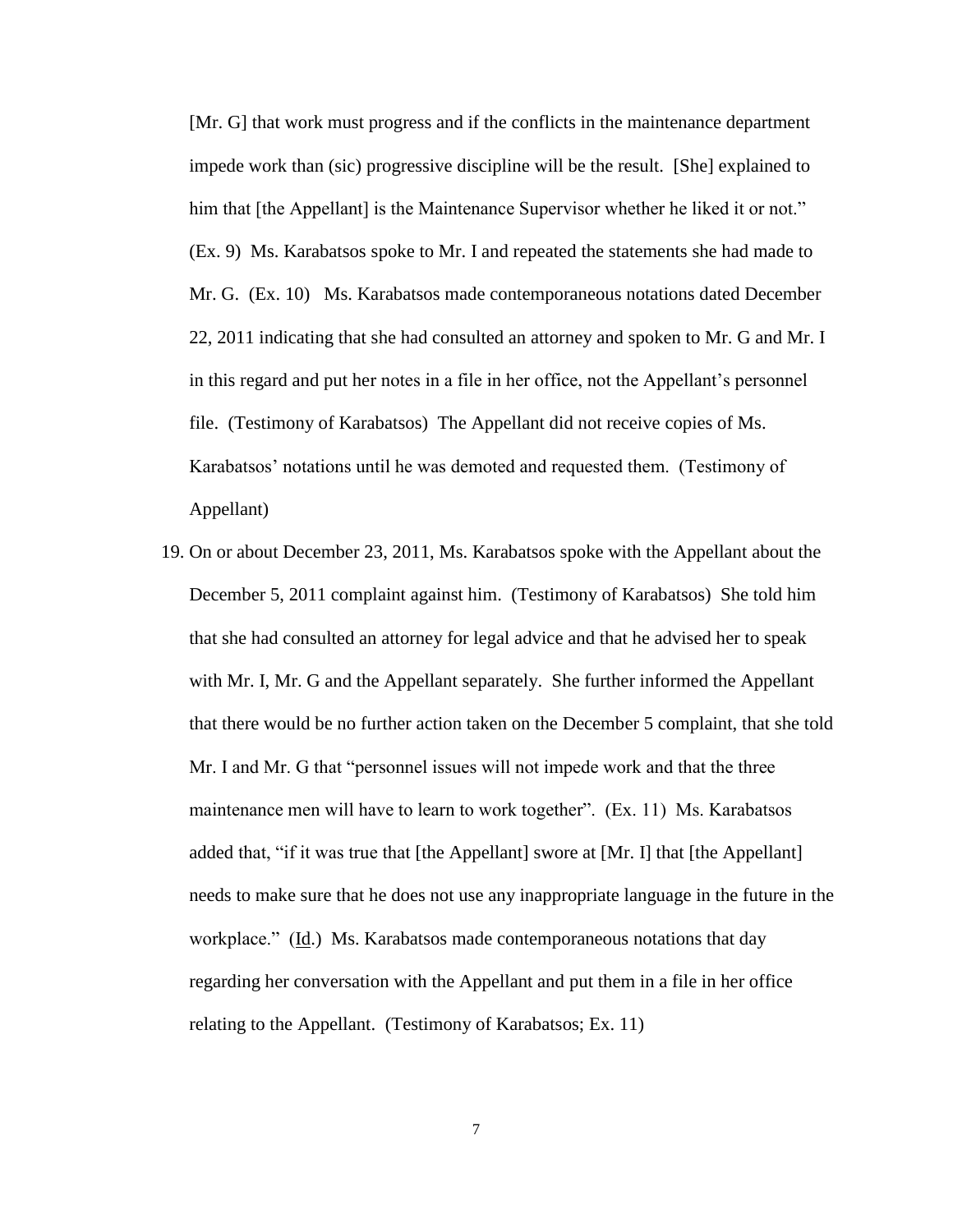[Mr. G] that work must progress and if the conflicts in the maintenance department impede work than (sic) progressive discipline will be the result. [She] explained to him that [the Appellant] is the Maintenance Supervisor whether he liked it or not." (Ex. 9) Ms. Karabatsos spoke to Mr. I and repeated the statements she had made to Mr. G. (Ex. 10) Ms. Karabatsos made contemporaneous notations dated December 22, 2011 indicating that she had consulted an attorney and spoken to Mr. G and Mr. I in this regard and put her notes in a file in her office, not the Appellant's personnel file. (Testimony of Karabatsos) The Appellant did not receive copies of Ms. Karabatsos' notations until he was demoted and requested them. (Testimony of Appellant)

19. On or about December 23, 2011, Ms. Karabatsos spoke with the Appellant about the December 5, 2011 complaint against him. (Testimony of Karabatsos) She told him that she had consulted an attorney for legal advice and that he advised her to speak with Mr. I, Mr. G and the Appellant separately. She further informed the Appellant that there would be no further action taken on the December 5 complaint, that she told Mr. I and Mr. G that "personnel issues will not impede work and that the three maintenance men will have to learn to work together". (Ex. 11) Ms. Karabatsos added that, "if it was true that [the Appellant] swore at [Mr. I] that [the Appellant] needs to make sure that he does not use any inappropriate language in the future in the workplace." (Id.) Ms. Karabatsos made contemporaneous notations that day regarding her conversation with the Appellant and put them in a file in her office relating to the Appellant. (Testimony of Karabatsos; Ex. 11)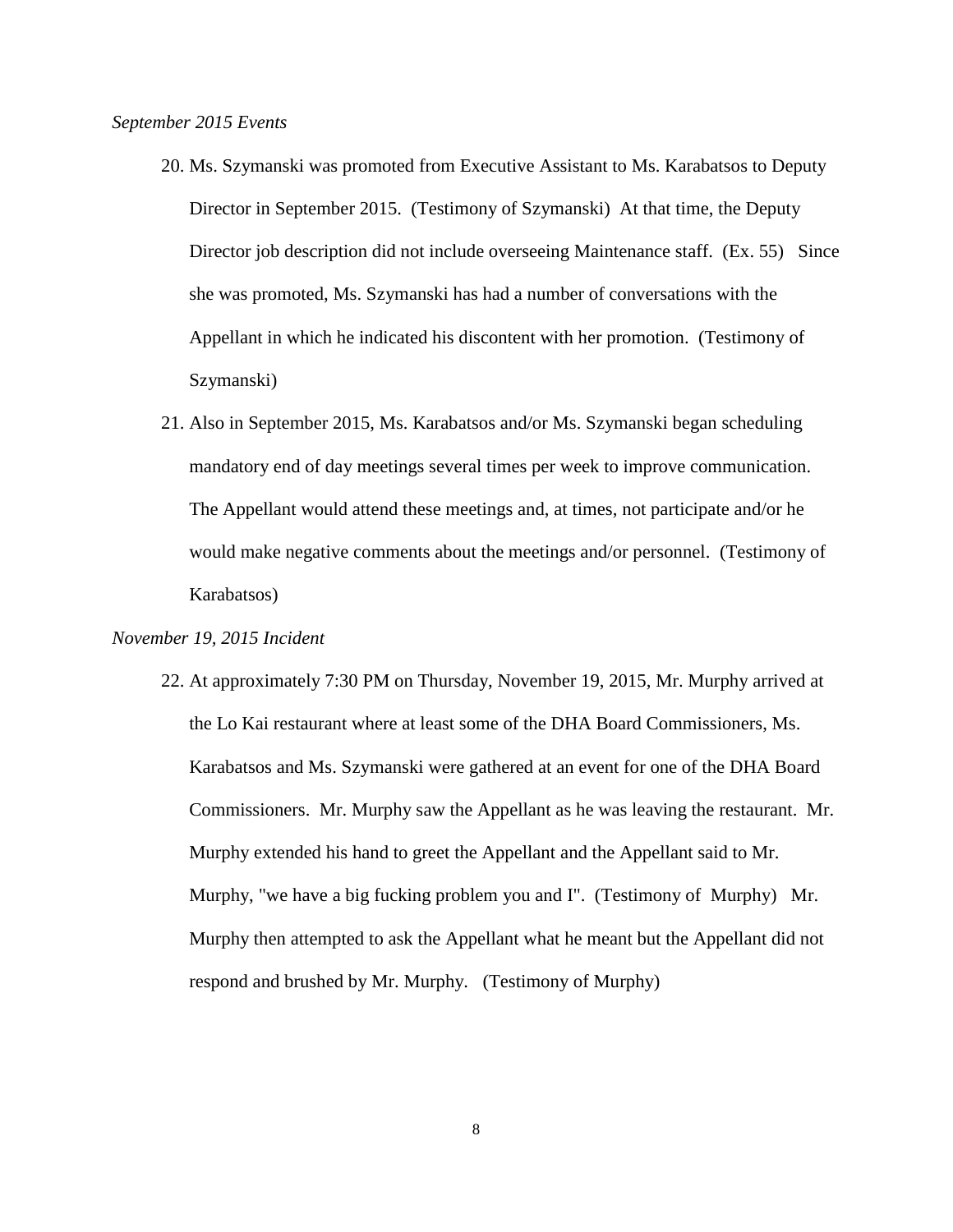*September 2015 Events*

20. Ms. Szymanski was promoted from Executive Assistant to Ms. Karabatsos to Deputy Director in September 2015. (Testimony of Szymanski) At that time, the Deputy Director job description did not include overseeing Maintenance staff. (Ex. 55) Since she was promoted, Ms. Szymanski has had a number of conversations with the Appellant in which he indicated his discontent with her promotion. (Testimony of Szymanski)

21. Also in September 2015, Ms. Karabatsos and/or Ms. Szymanski began scheduling mandatory end of day meetings several times per week to improve communication. The Appellant would attend these meetings and, at times, not participate and/or he would make negative comments about the meetings and/or personnel. (Testimony of Karabatsos)

*November 19, 2015 Incident*

22. At approximately 7:30 PM on Thursday, November 19, 2015, Mr. Murphy arrived at the Lo Kai restaurant where at least some of the DHA Board Commissioners, Ms. Karabatsos and Ms. Szymanski were gathered at an event for one of the DHA Board Commissioners. Mr. Murphy saw the Appellant as he was leaving the restaurant. Mr. Murphy extended his hand to greet the Appellant and the Appellant said to Mr. Murphy, "we have a big fucking problem you and I". (Testimony of Murphy) Mr. Murphy then attempted to ask the Appellant what he meant but the Appellant did not respond and brushed by Mr. Murphy. (Testimony of Murphy)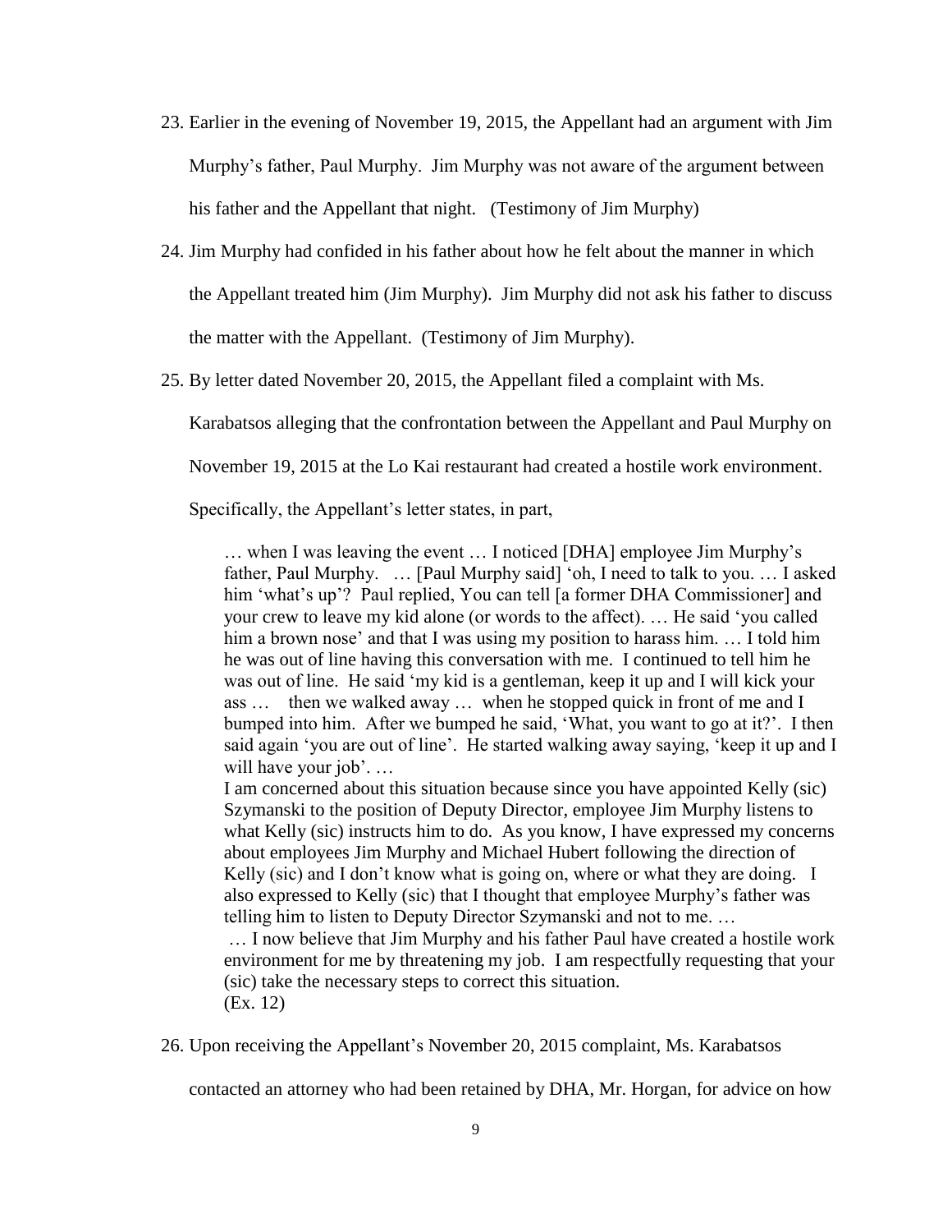23. Earlier in the evening of November 19, 2015, the Appellant had an argument with Jim Murphy's father, Paul Murphy. Jim Murphy was not aware of the argument between his father and the Appellant that night. (Testimony of Jim Murphy)

24. Jim Murphy had confided in his father about how he felt about the manner in which the Appellant treated him (Jim Murphy). Jim Murphy did not ask his father to discuss the matter with the Appellant. (Testimony of Jim Murphy).

25. By letter dated November 20, 2015, the Appellant filed a complaint with Ms. Karabatsos alleging that the confrontation between the Appellant and Paul Murphy on November 19, 2015 at the Lo Kai restaurant had created a hostile work environment. Specifically, the Appellant's letter states, in part,

> … when I was leaving the event … I noticed [DHA] employee Jim Murphy's father, Paul Murphy. … [Paul Murphy said] 'oh, I need to talk to you. … I asked him 'what's up'? Paul replied, You can tell [a former DHA Commissioner] and your crew to leave my kid alone (or words to the affect). … He said 'you called him a brown nose' and that I was using my position to harass him. … I told him he was out of line having this conversation with me. I continued to tell him he was out of line. He said 'my kid is a gentleman, keep it up and I will kick your ass … then we walked away … when he stopped quick in front of me and I bumped into him. After we bumped he said, 'What, you want to go at it?'. I then said again 'you are out of line'. He started walking away saying, 'keep it up and I will have your job'. …
>
> I am concerned about this situation because since you have appointed Kelly (sic) Szymanski to the position of Deputy Director, employee Jim Murphy listens to what Kelly (sic) instructs him to do. As you know, I have expressed my concerns about employees Jim Murphy and Michael Hubert following the direction of Kelly (sic) and I don't know what is going on, where or what they are doing. I also expressed to Kelly (sic) that I thought that employee Murphy's father was telling him to listen to Deputy Director Szymanski and not to me. …
>
> … I now believe that Jim Murphy and his father Paul have created a hostile work environment for me by threatening my job. I am respectfully requesting that your (sic) take the necessary steps to correct this situation.
>
> (Ex. 12)

26. Upon receiving the Appellant's November 20, 2015 complaint, Ms. Karabatsos contacted an attorney who had been retained by DHA, Mr. Horgan, for advice on how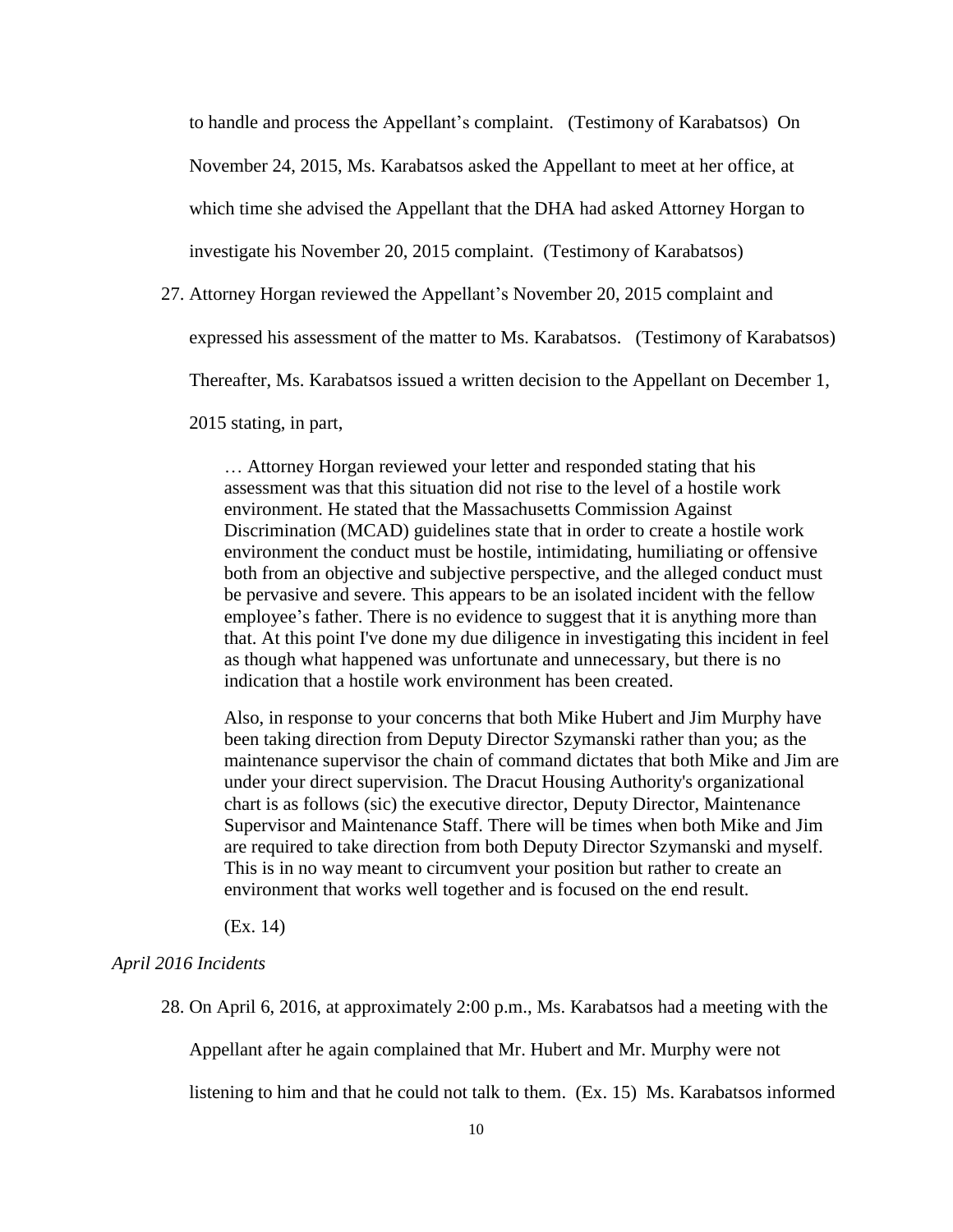to handle and process the Appellant's complaint. (Testimony of Karabatsos) On November 24, 2015, Ms. Karabatsos asked the Appellant to meet at her office, at which time she advised the Appellant that the DHA had asked Attorney Horgan to investigate his November 20, 2015 complaint. (Testimony of Karabatsos)

27. Attorney Horgan reviewed the Appellant's November 20, 2015 complaint and expressed his assessment of the matter to Ms. Karabatsos. (Testimony of Karabatsos) Thereafter, Ms. Karabatsos issued a written decision to the Appellant on December 1, 2015 stating, in part,

> … Attorney Horgan reviewed your letter and responded stating that his assessment was that this situation did not rise to the level of a hostile work environment. He stated that the Massachusetts Commission Against Discrimination (MCAD) guidelines state that in order to create a hostile work environment the conduct must be hostile, intimidating, humiliating or offensive both from an objective and subjective perspective, and the alleged conduct must be pervasive and severe. This appears to be an isolated incident with the fellow employee's father. There is no evidence to suggest that it is anything more than that. At this point I've done my due diligence in investigating this incident in feel as though what happened was unfortunate and unnecessary, but there is no indication that a hostile work environment has been created.
>
> Also, in response to your concerns that both Mike Hubert and Jim Murphy have been taking direction from Deputy Director Szymanski rather than you; as the maintenance supervisor the chain of command dictates that both Mike and Jim are under your direct supervision. The Dracut Housing Authority's organizational chart is as follows (sic) the executive director, Deputy Director, Maintenance Supervisor and Maintenance Staff. There will be times when both Mike and Jim are required to take direction from both Deputy Director Szymanski and myself. This is in no way meant to circumvent your position but rather to create an environment that works well together and is focused on the end result.
>
> (Ex. 14)

*April 2016 Incidents*

28. On April 6, 2016, at approximately 2:00 p.m., Ms. Karabatsos had a meeting with the Appellant after he again complained that Mr. Hubert and Mr. Murphy were not listening to him and that he could not talk to them. (Ex. 15) Ms. Karabatsos informed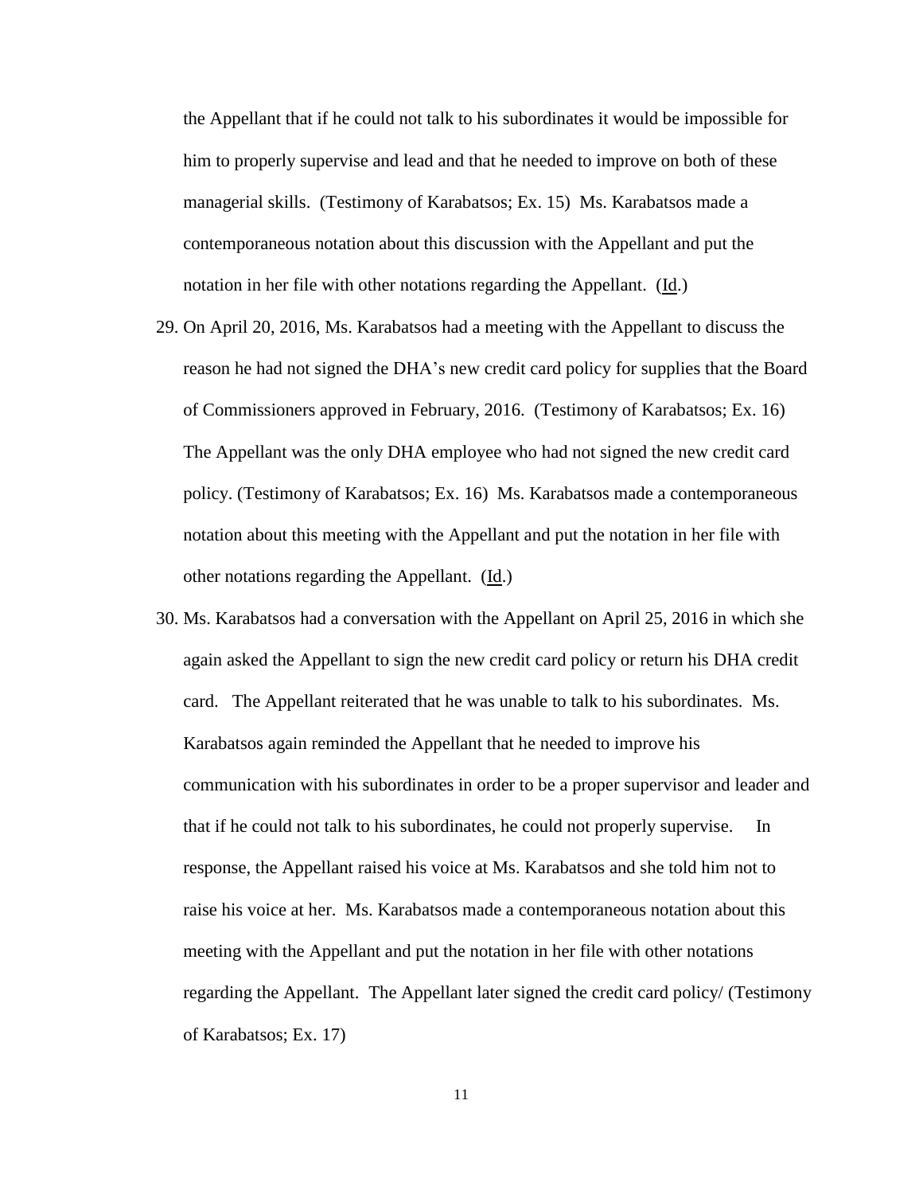the Appellant that if he could not talk to his subordinates it would be impossible for him to properly supervise and lead and that he needed to improve on both of these managerial skills. (Testimony of Karabatsos; Ex. 15) Ms. Karabatsos made a contemporaneous notation about this discussion with the Appellant and put the notation in her file with other notations regarding the Appellant. (Id.)

29. On April 20, 2016, Ms. Karabatsos had a meeting with the Appellant to discuss the reason he had not signed the DHA's new credit card policy for supplies that the Board of Commissioners approved in February, 2016. (Testimony of Karabatsos; Ex. 16) The Appellant was the only DHA employee who had not signed the new credit card policy. (Testimony of Karabatsos; Ex. 16) Ms. Karabatsos made a contemporaneous notation about this meeting with the Appellant and put the notation in her file with other notations regarding the Appellant. (Id.)

30. Ms. Karabatsos had a conversation with the Appellant on April 25, 2016 in which she again asked the Appellant to sign the new credit card policy or return his DHA credit card. The Appellant reiterated that he was unable to talk to his subordinates. Ms. Karabatsos again reminded the Appellant that he needed to improve his communication with his subordinates in order to be a proper supervisor and leader and that if he could not talk to his subordinates, he could not properly supervise. In response, the Appellant raised his voice at Ms. Karabatsos and she told him not to raise his voice at her. Ms. Karabatsos made a contemporaneous notation about this meeting with the Appellant and put the notation in her file with other notations regarding the Appellant. The Appellant later signed the credit card policy/ (Testimony of Karabatsos; Ex. 17)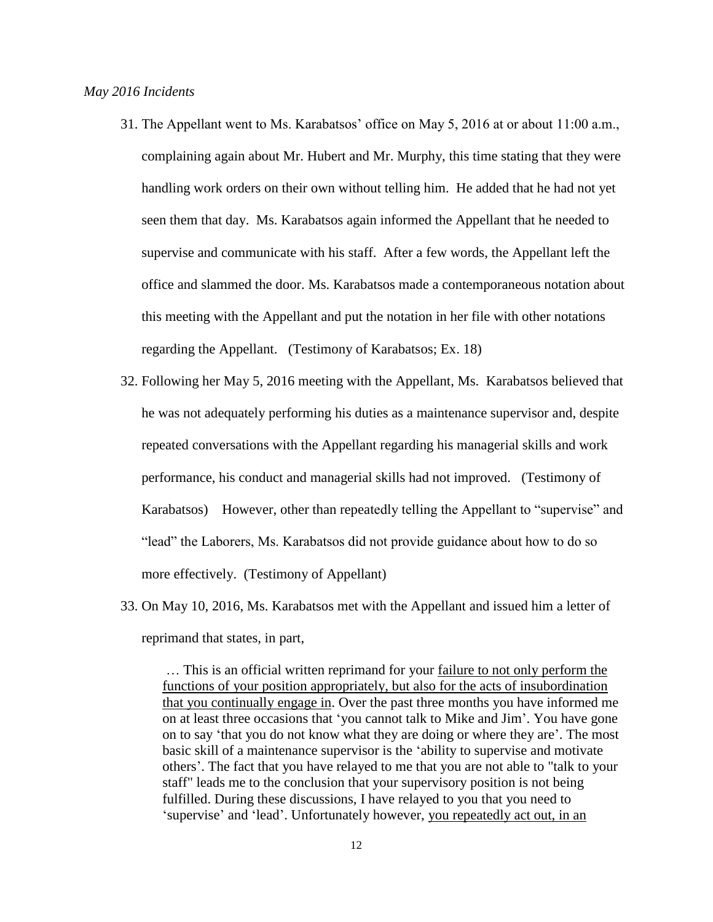*May 2016 Incidents*

31. The Appellant went to Ms. Karabatsos' office on May 5, 2016 at or about 11:00 a.m., complaining again about Mr. Hubert and Mr. Murphy, this time stating that they were handling work orders on their own without telling him. He added that he had not yet seen them that day. Ms. Karabatsos again informed the Appellant that he needed to supervise and communicate with his staff. After a few words, the Appellant left the office and slammed the door. Ms. Karabatsos made a contemporaneous notation about this meeting with the Appellant and put the notation in her file with other notations regarding the Appellant. (Testimony of Karabatsos; Ex. 18)

32. Following her May 5, 2016 meeting with the Appellant, Ms. Karabatsos believed that he was not adequately performing his duties as a maintenance supervisor and, despite repeated conversations with the Appellant regarding his managerial skills and work performance, his conduct and managerial skills had not improved. (Testimony of Karabatsos) However, other than repeatedly telling the Appellant to "supervise" and "lead" the Laborers, Ms. Karabatsos did not provide guidance about how to do so more effectively. (Testimony of Appellant)

33. On May 10, 2016, Ms. Karabatsos met with the Appellant and issued him a letter of reprimand that states, in part,

> … This is an official written reprimand for your <u>failure to not only perform the functions of your position appropriately, but also for the acts of insubordination that you continually engage in</u>. Over the past three months you have informed me on at least three occasions that 'you cannot talk to Mike and Jim'. You have gone on to say 'that you do not know what they are doing or where they are'. The most basic skill of a maintenance supervisor is the 'ability to supervise and motivate others'. The fact that you have relayed to me that you are not able to "talk to your staff" leads me to the conclusion that your supervisory position is not being fulfilled. During these discussions, I have relayed to you that you need to 'supervise' and 'lead'. Unfortunately however, <u>you repeatedly act out, in an</u>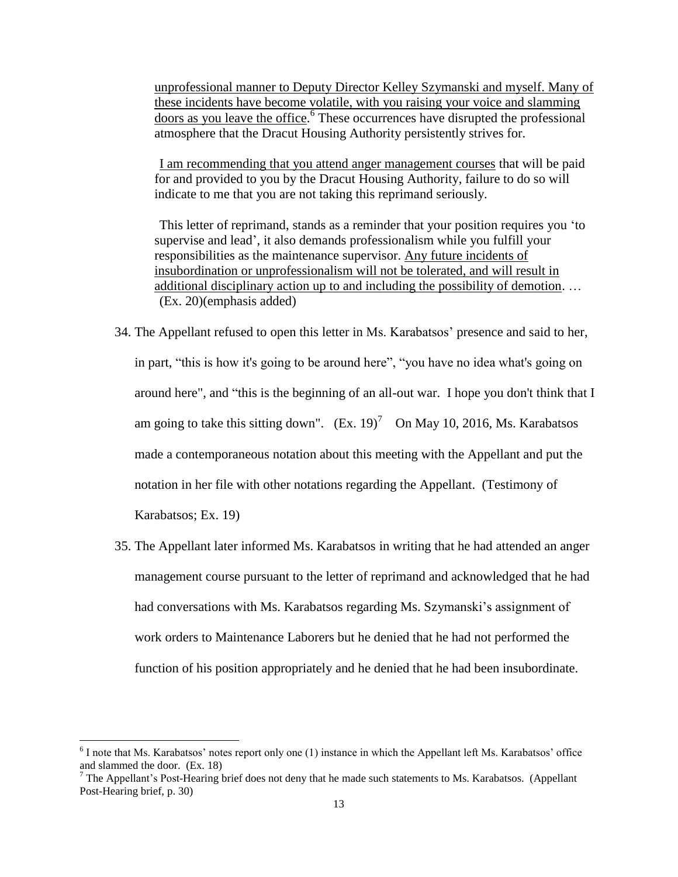> unprofessional manner to Deputy Director Kelley Szymanski and myself. Many of these incidents have become volatile, with you raising your voice and slamming doors as you leave the office.[6] These occurrences have disrupted the professional atmosphere that the Dracut Housing Authority persistently strives for.
>
> I am recommending that you attend anger management courses that will be paid for and provided to you by the Dracut Housing Authority, failure to do so will indicate to me that you are not taking this reprimand seriously.
>
> This letter of reprimand, stands as a reminder that your position requires you 'to supervise and lead', it also demands professionalism while you fulfill your responsibilities as the maintenance supervisor. Any future incidents of insubordination or unprofessionalism will not be tolerated, and will result in additional disciplinary action up to and including the possibility of demotion. … (Ex. 20)(emphasis added)

34. The Appellant refused to open this letter in Ms. Karabatsos' presence and said to her, in part, "this is how it's going to be around here", "you have no idea what's going on around here", and "this is the beginning of an all-out war. I hope you don't think that I am going to take this sitting down". (Ex. 19)[7] On May 10, 2016, Ms. Karabatsos made a contemporaneous notation about this meeting with the Appellant and put the notation in her file with other notations regarding the Appellant. (Testimony of Karabatsos; Ex. 19)

35. The Appellant later informed Ms. Karabatsos in writing that he had attended an anger management course pursuant to the letter of reprimand and acknowledged that he had had conversations with Ms. Karabatsos regarding Ms. Szymanski's assignment of work orders to Maintenance Laborers but he denied that he had not performed the function of his position appropriately and he denied that he had been insubordinate.

---

[6] I note that Ms. Karabatsos' notes report only one (1) instance in which the Appellant left Ms. Karabatsos' office and slammed the door. (Ex. 18)

[7] The Appellant's Post-Hearing brief does not deny that he made such statements to Ms. Karabatsos. (Appellant Post-Hearing brief, p. 30)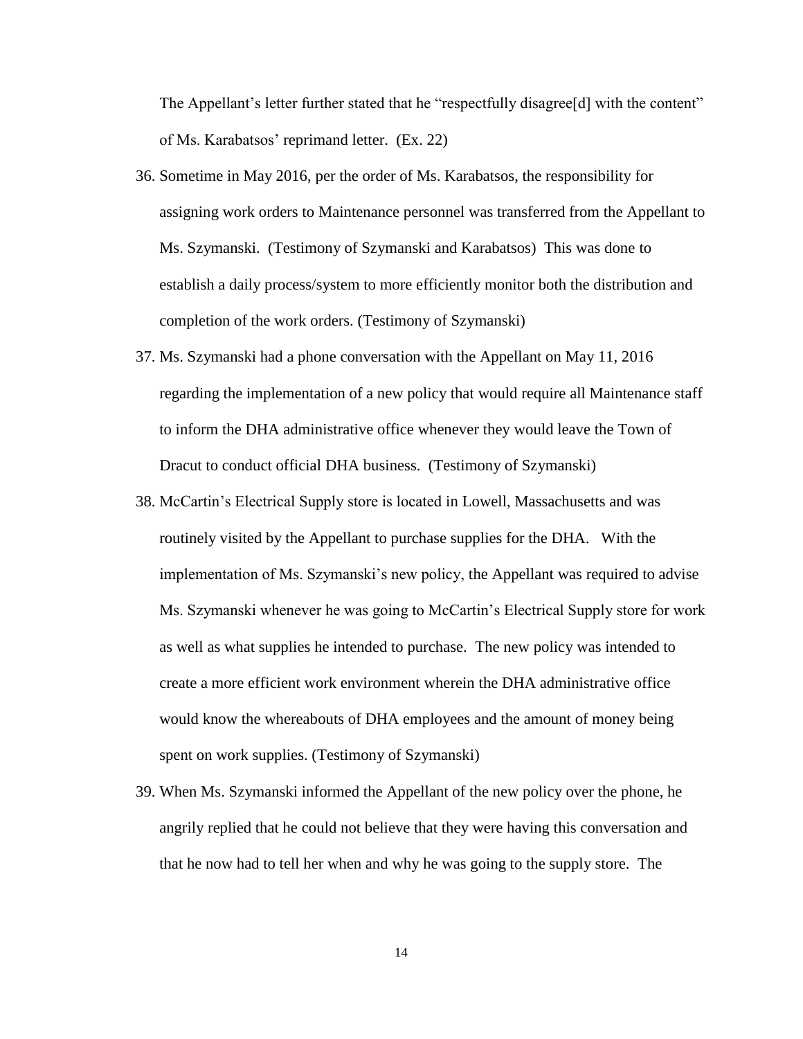The Appellant's letter further stated that he "respectfully disagree[d] with the content" of Ms. Karabatsos' reprimand letter. (Ex. 22)

36. Sometime in May 2016, per the order of Ms. Karabatsos, the responsibility for assigning work orders to Maintenance personnel was transferred from the Appellant to Ms. Szymanski. (Testimony of Szymanski and Karabatsos) This was done to establish a daily process/system to more efficiently monitor both the distribution and completion of the work orders. (Testimony of Szymanski)

37. Ms. Szymanski had a phone conversation with the Appellant on May 11, 2016 regarding the implementation of a new policy that would require all Maintenance staff to inform the DHA administrative office whenever they would leave the Town of Dracut to conduct official DHA business. (Testimony of Szymanski)

38. McCartin's Electrical Supply store is located in Lowell, Massachusetts and was routinely visited by the Appellant to purchase supplies for the DHA. With the implementation of Ms. Szymanski's new policy, the Appellant was required to advise Ms. Szymanski whenever he was going to McCartin's Electrical Supply store for work as well as what supplies he intended to purchase. The new policy was intended to create a more efficient work environment wherein the DHA administrative office would know the whereabouts of DHA employees and the amount of money being spent on work supplies. (Testimony of Szymanski)

39. When Ms. Szymanski informed the Appellant of the new policy over the phone, he angrily replied that he could not believe that they were having this conversation and that he now had to tell her when and why he was going to the supply store. The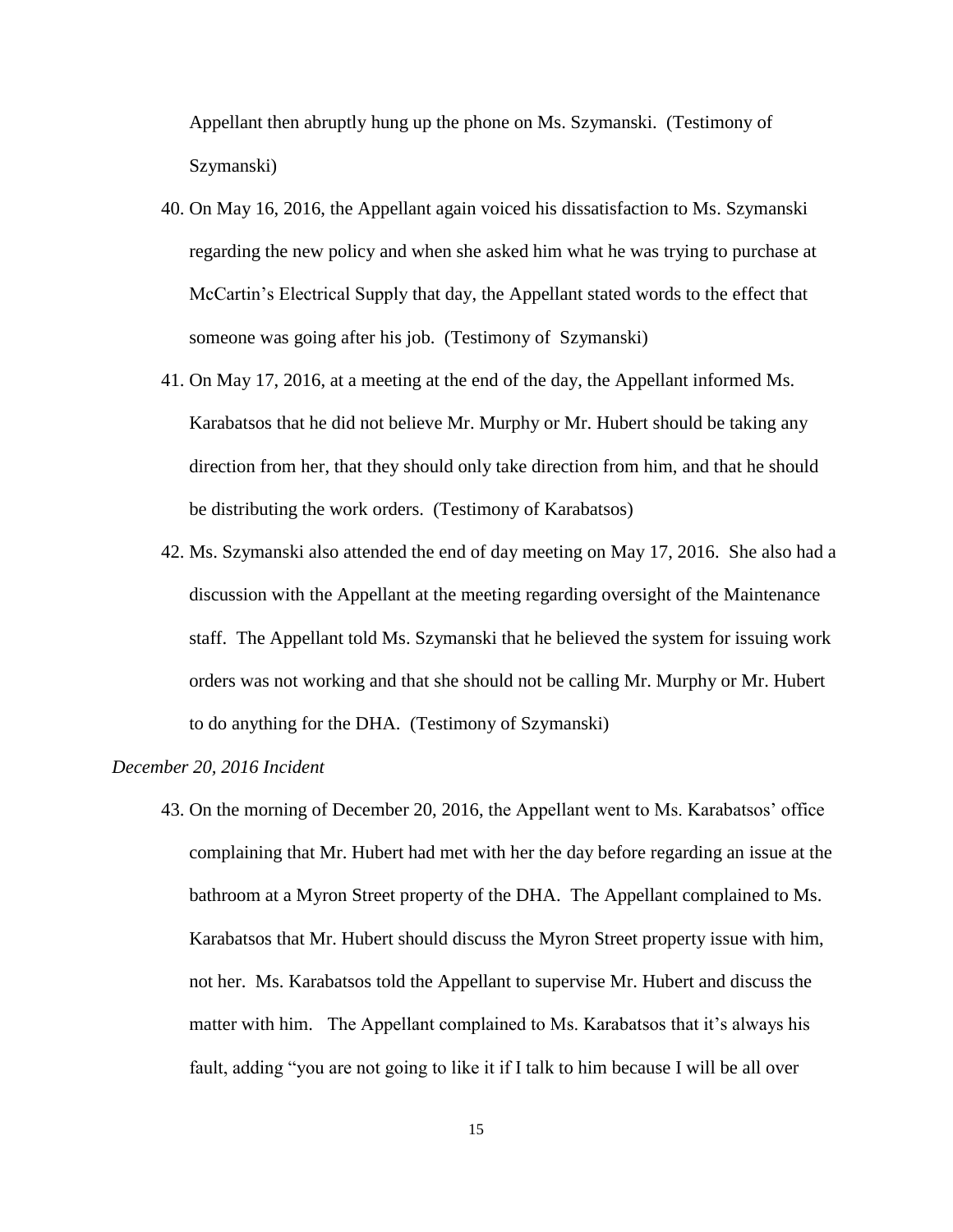Appellant then abruptly hung up the phone on Ms. Szymanski. (Testimony of Szymanski)

40. On May 16, 2016, the Appellant again voiced his dissatisfaction to Ms. Szymanski regarding the new policy and when she asked him what he was trying to purchase at McCartin's Electrical Supply that day, the Appellant stated words to the effect that someone was going after his job. (Testimony of Szymanski)
41. On May 17, 2016, at a meeting at the end of the day, the Appellant informed Ms. Karabatsos that he did not believe Mr. Murphy or Mr. Hubert should be taking any direction from her, that they should only take direction from him, and that he should be distributing the work orders. (Testimony of Karabatsos)
42. Ms. Szymanski also attended the end of day meeting on May 17, 2016. She also had a discussion with the Appellant at the meeting regarding oversight of the Maintenance staff. The Appellant told Ms. Szymanski that he believed the system for issuing work orders was not working and that she should not be calling Mr. Murphy or Mr. Hubert to do anything for the DHA. (Testimony of Szymanski)

*December 20, 2016 Incident*

43. On the morning of December 20, 2016, the Appellant went to Ms. Karabatsos' office complaining that Mr. Hubert had met with her the day before regarding an issue at the bathroom at a Myron Street property of the DHA. The Appellant complained to Ms. Karabatsos that Mr. Hubert should discuss the Myron Street property issue with him, not her. Ms. Karabatsos told the Appellant to supervise Mr. Hubert and discuss the matter with him. The Appellant complained to Ms. Karabatsos that it's always his fault, adding "you are not going to like it if I talk to him because I will be all over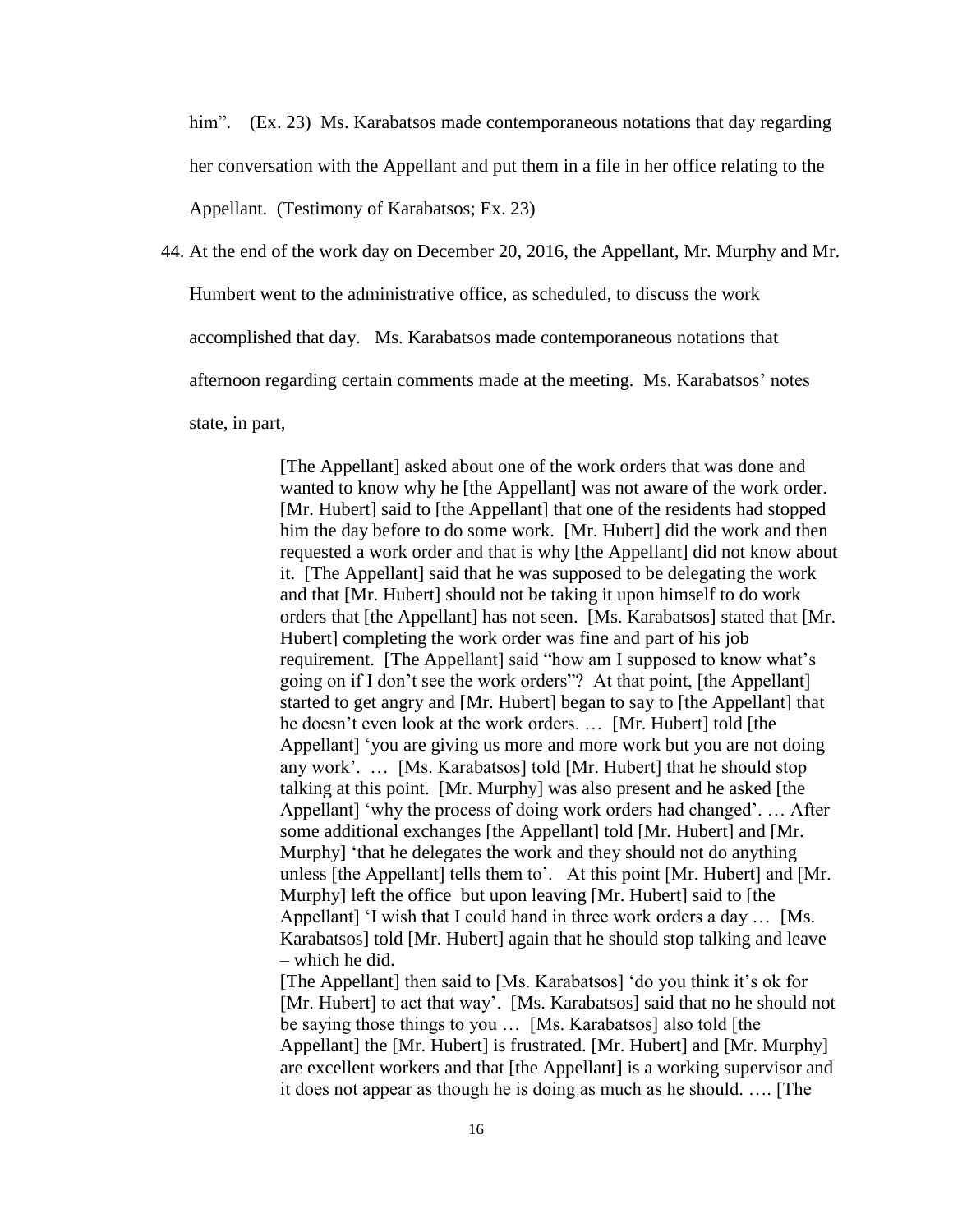him". (Ex. 23) Ms. Karabatsos made contemporaneous notations that day regarding her conversation with the Appellant and put them in a file in her office relating to the Appellant. (Testimony of Karabatsos; Ex. 23)

44. At the end of the work day on December 20, 2016, the Appellant, Mr. Murphy and Mr. Humbert went to the administrative office, as scheduled, to discuss the work accomplished that day. Ms. Karabatsos made contemporaneous notations that afternoon regarding certain comments made at the meeting. Ms. Karabatsos' notes state, in part,

> [The Appellant] asked about one of the work orders that was done and wanted to know why he [the Appellant] was not aware of the work order. [Mr. Hubert] said to [the Appellant] that one of the residents had stopped him the day before to do some work. [Mr. Hubert] did the work and then requested a work order and that is why [the Appellant] did not know about it. [The Appellant] said that he was supposed to be delegating the work and that [Mr. Hubert] should not be taking it upon himself to do work orders that [the Appellant] has not seen. [Ms. Karabatsos] stated that [Mr. Hubert] completing the work order was fine and part of his job requirement. [The Appellant] said "how am I supposed to know what's going on if I don't see the work orders"? At that point, [the Appellant] started to get angry and [Mr. Hubert] began to say to [the Appellant] that he doesn't even look at the work orders. … [Mr. Hubert] told [the Appellant] 'you are giving us more and more work but you are not doing any work'. … [Ms. Karabatsos] told [Mr. Hubert] that he should stop talking at this point. [Mr. Murphy] was also present and he asked [the Appellant] 'why the process of doing work orders had changed'. … After some additional exchanges [the Appellant] told [Mr. Hubert] and [Mr. Murphy] 'that he delegates the work and they should not do anything unless [the Appellant] tells them to'. At this point [Mr. Hubert] and [Mr. Murphy] left the office but upon leaving [Mr. Hubert] said to [the Appellant] 'I wish that I could hand in three work orders a day … [Ms. Karabatsos] told [Mr. Hubert] again that he should stop talking and leave – which he did.
>
> [The Appellant] then said to [Ms. Karabatsos] 'do you think it's ok for [Mr. Hubert] to act that way'. [Ms. Karabatsos] said that no he should not be saying those things to you … [Ms. Karabatsos] also told [the Appellant] the [Mr. Hubert] is frustrated. [Mr. Hubert] and [Mr. Murphy] are excellent workers and that [the Appellant] is a working supervisor and it does not appear as though he is doing as much as he should. …. [The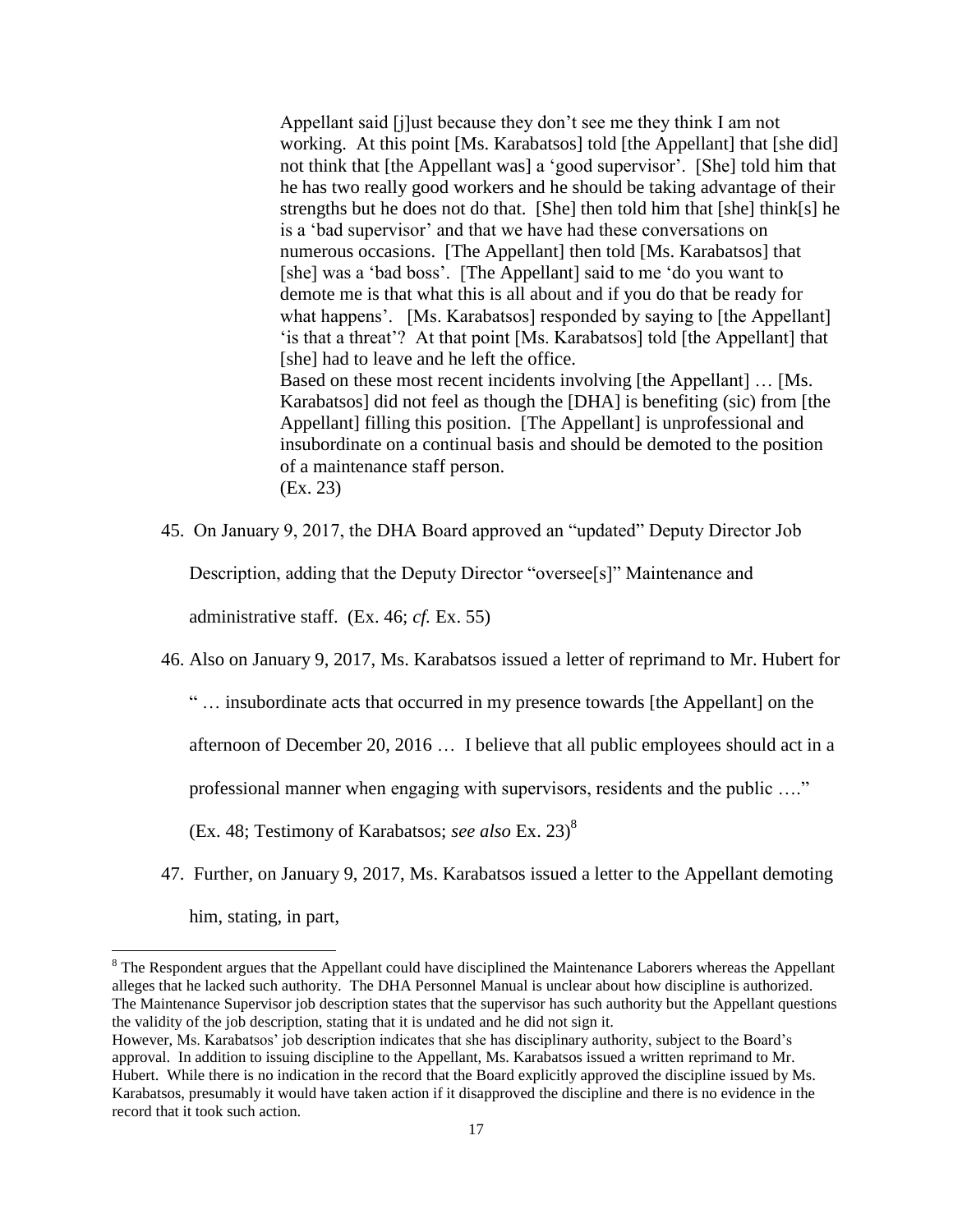> Appellant said [j]ust because they don't see me they think I am not working. At this point [Ms. Karabatsos] told [the Appellant] that [she did] not think that [the Appellant was] a 'good supervisor'. [She] told him that he has two really good workers and he should be taking advantage of their strengths but he does not do that. [She] then told him that [she] think[s] he is a 'bad supervisor' and that we have had these conversations on numerous occasions. [The Appellant] then told [Ms. Karabatsos] that [she] was a 'bad boss'. [The Appellant] said to me 'do you want to demote me is that what this is all about and if you do that be ready for what happens'. [Ms. Karabatsos] responded by saying to [the Appellant] 'is that a threat'? At that point [Ms. Karabatsos] told [the Appellant] that [she] had to leave and he left the office.
>
> Based on these most recent incidents involving [the Appellant] … [Ms. Karabatsos] did not feel as though the [DHA] is benefiting (sic) from [the Appellant] filling this position. [The Appellant] is unprofessional and insubordinate on a continual basis and should be demoted to the position of a maintenance staff person.
>
> (Ex. 23)

45. On January 9, 2017, the DHA Board approved an "updated" Deputy Director Job Description, adding that the Deputy Director "oversee[s]" Maintenance and administrative staff. (Ex. 46; *cf.* Ex. 55)

46. Also on January 9, 2017, Ms. Karabatsos issued a letter of reprimand to Mr. Hubert for " … insubordinate acts that occurred in my presence towards [the Appellant] on the afternoon of December 20, 2016 … I believe that all public employees should act in a professional manner when engaging with supervisors, residents and the public …." (Ex. 48; Testimony of Karabatsos; *see also* Ex. 23)[8]

47. Further, on January 9, 2017, Ms. Karabatsos issued a letter to the Appellant demoting him, stating, in part,

---

[8] The Respondent argues that the Appellant could have disciplined the Maintenance Laborers whereas the Appellant alleges that he lacked such authority. The DHA Personnel Manual is unclear about how discipline is authorized. The Maintenance Supervisor job description states that the supervisor has such authority but the Appellant questions the validity of the job description, stating that it is undated and he did not sign it.
However, Ms. Karabatsos' job description indicates that she has disciplinary authority, subject to the Board's approval. In addition to issuing discipline to the Appellant, Ms. Karabatsos issued a written reprimand to Mr. Hubert. While there is no indication in the record that the Board explicitly approved the discipline issued by Ms. Karabatsos, presumably it would have taken action if it disapproved the discipline and there is no evidence in the record that it took such action.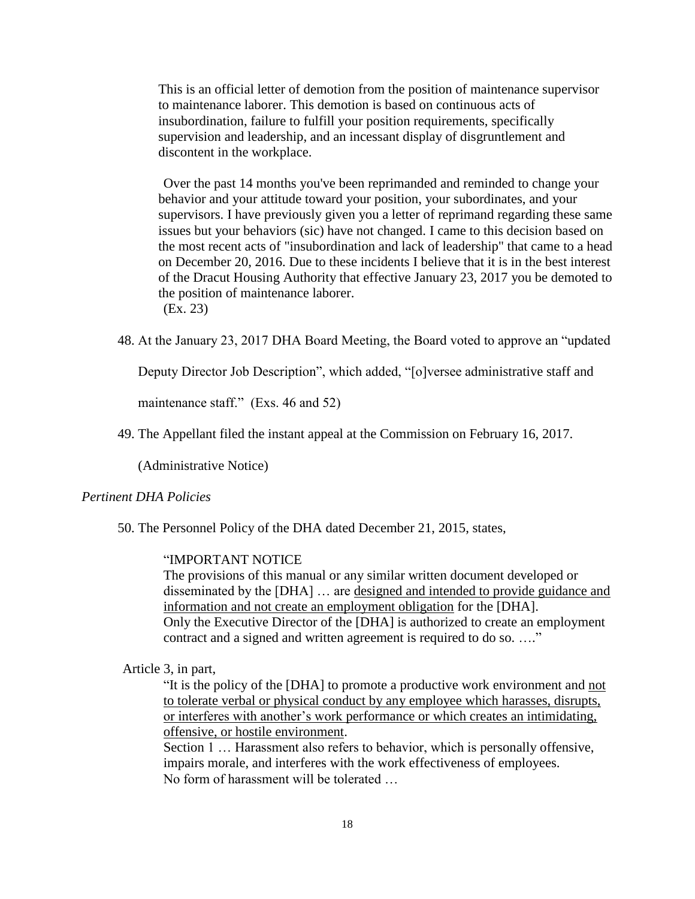> This is an official letter of demotion from the position of maintenance supervisor to maintenance laborer. This demotion is based on continuous acts of insubordination, failure to fulfill your position requirements, specifically supervision and leadership, and an incessant display of disgruntlement and discontent in the workplace.
>
> Over the past 14 months you've been reprimanded and reminded to change your behavior and your attitude toward your position, your subordinates, and your supervisors. I have previously given you a letter of reprimand regarding these same issues but your behaviors (sic) have not changed. I came to this decision based on the most recent acts of "insubordination and lack of leadership" that came to a head on December 20, 2016. Due to these incidents I believe that it is in the best interest of the Dracut Housing Authority that effective January 23, 2017 you be demoted to the position of maintenance laborer.
>
> (Ex. 23)

48. At the January 23, 2017 DHA Board Meeting, the Board voted to approve an "updated Deputy Director Job Description", which added, "[o]versee administrative staff and maintenance staff." (Exs. 46 and 52)

49. The Appellant filed the instant appeal at the Commission on February 16, 2017. (Administrative Notice)

*Pertinent DHA Policies*

50. The Personnel Policy of the DHA dated December 21, 2015, states,

> "IMPORTANT NOTICE
> The provisions of this manual or any similar written document developed or disseminated by the [DHA] … are <u>designed and intended to provide guidance and information and not create an employment obligation</u> for the [DHA].
> Only the Executive Director of the [DHA] is authorized to create an employment contract and a signed and written agreement is required to do so. …."

Article 3, in part,

> "It is the policy of the [DHA] to promote a productive work environment and <u>not to tolerate verbal or physical conduct by any employee which harasses, disrupts, or interferes with another's work performance or which creates an intimidating, offensive, or hostile environment</u>.
> Section 1 … Harassment also refers to behavior, which is personally offensive, impairs morale, and interferes with the work effectiveness of employees.
> No form of harassment will be tolerated …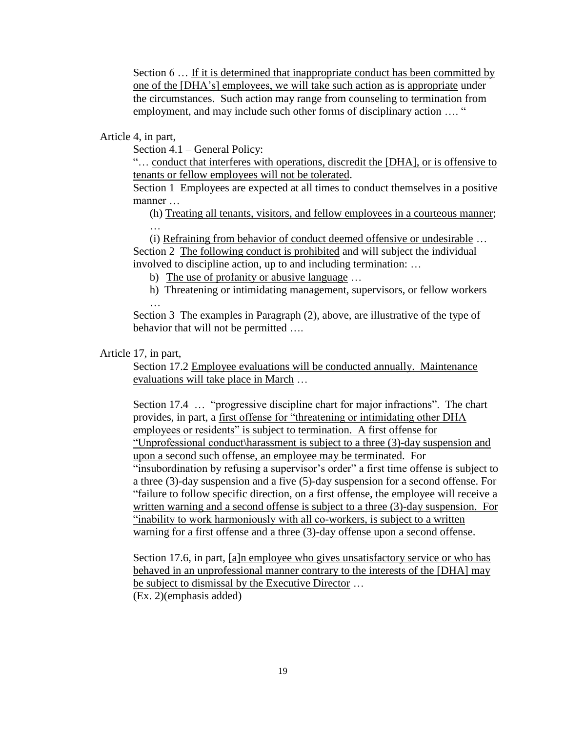Section 6 … If it is determined that inappropriate conduct has been committed by one of the [DHA's] employees, we will take such action as is appropriate under the circumstances. Such action may range from counseling to termination from employment, and may include such other forms of disciplinary action …. "

Article 4, in part,

Section 4.1 – General Policy:

"… conduct that interferes with operations, discredit the [DHA], or is offensive to tenants or fellow employees will not be tolerated.

Section 1 Employees are expected at all times to conduct themselves in a positive manner …

(h) Treating all tenants, visitors, and fellow employees in a courteous manner; …

(i) Refraining from behavior of conduct deemed offensive or undesirable …

Section 2 The following conduct is prohibited and will subject the individual involved to discipline action, up to and including termination: …

b) The use of profanity or abusive language …

h) Threatening or intimidating management, supervisors, or fellow workers …

Section 3 The examples in Paragraph (2), above, are illustrative of the type of behavior that will not be permitted ….

Article 17, in part,

Section 17.2 Employee evaluations will be conducted annually. Maintenance evaluations will take place in March …

Section 17.4 … "progressive discipline chart for major infractions". The chart provides, in part, a first offense for "threatening or intimidating other DHA employees or residents" is subject to termination. A first offense for "Unprofessional conduct\harassment is subject to a three (3)-day suspension and upon a second such offense, an employee may be terminated. For "insubordination by refusing a supervisor's order" a first time offense is subject to a three (3)-day suspension and a five (5)-day suspension for a second offense. For "failure to follow specific direction, on a first offense, the employee will receive a written warning and a second offense is subject to a three (3)-day suspension. For "inability to work harmoniously with all co-workers, is subject to a written warning for a first offense and a three (3)-day offense upon a second offense.

Section 17.6, in part, [a]n employee who gives unsatisfactory service or who has behaved in an unprofessional manner contrary to the interests of the [DHA] may be subject to dismissal by the Executive Director …

(Ex. 2)(emphasis added)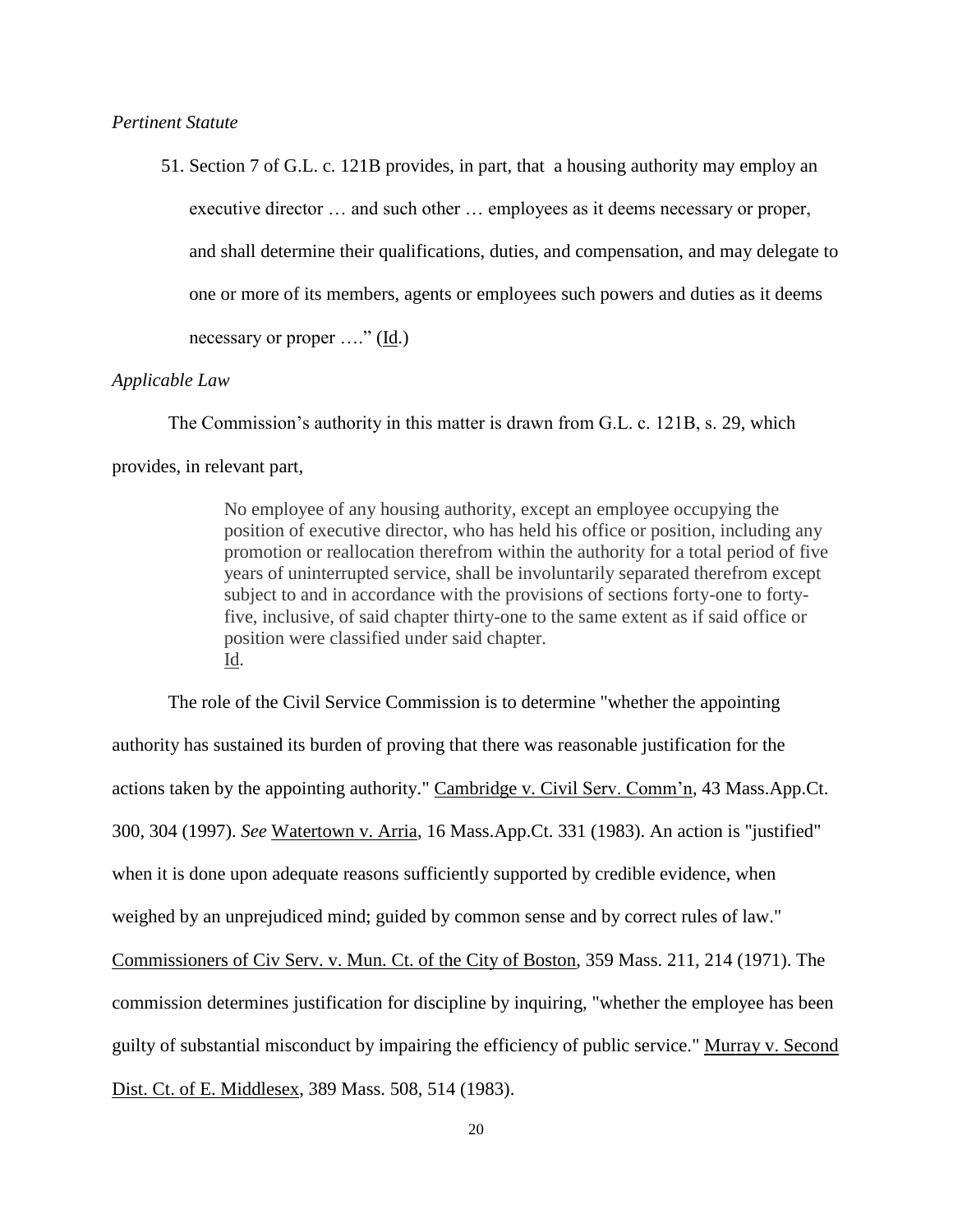*Pertinent Statute*

51. Section 7 of G.L. c. 121B provides, in part, that a housing authority may employ an executive director … and such other … employees as it deems necessary or proper, and shall determine their qualifications, duties, and compensation, and may delegate to one or more of its members, agents or employees such powers and duties as it deems necessary or proper …." (Id.)

*Applicable Law*

The Commission's authority in this matter is drawn from G.L. c. 121B, s. 29, which provides, in relevant part,

> No employee of any housing authority, except an employee occupying the position of executive director, who has held his office or position, including any promotion or reallocation therefrom within the authority for a total period of five years of uninterrupted service, shall be involuntarily separated therefrom except subject to and in accordance with the provisions of sections forty-one to forty-five, inclusive, of said chapter thirty-one to the same extent as if said office or position were classified under said chapter.
> Id.

The role of the Civil Service Commission is to determine "whether the appointing authority has sustained its burden of proving that there was reasonable justification for the actions taken by the appointing authority." Cambridge v. Civil Serv. Comm'n, 43 Mass.App.Ct. 300, 304 (1997). *See* Watertown v. Arria, 16 Mass.App.Ct. 331 (1983). An action is "justified" when it is done upon adequate reasons sufficiently supported by credible evidence, when weighed by an unprejudiced mind; guided by common sense and by correct rules of law." Commissioners of Civ Serv. v. Mun. Ct. of the City of Boston, 359 Mass. 211, 214 (1971). The commission determines justification for discipline by inquiring, "whether the employee has been guilty of substantial misconduct by impairing the efficiency of public service." Murray v. Second Dist. Ct. of E. Middlesex, 389 Mass. 508, 514 (1983).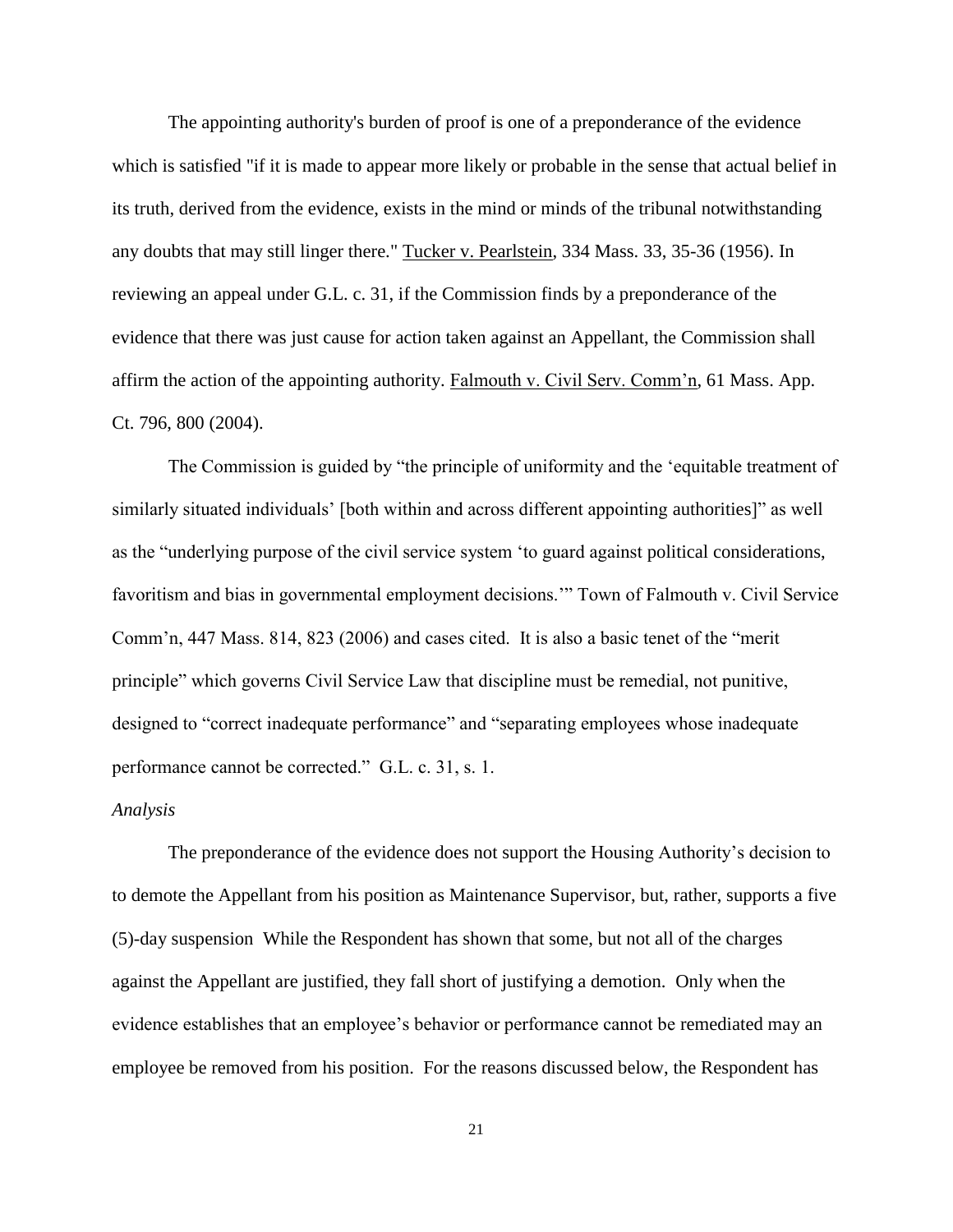The appointing authority's burden of proof is one of a preponderance of the evidence which is satisfied "if it is made to appear more likely or probable in the sense that actual belief in its truth, derived from the evidence, exists in the mind or minds of the tribunal notwithstanding any doubts that may still linger there." Tucker v. Pearlstein, 334 Mass. 33, 35-36 (1956). In reviewing an appeal under G.L. c. 31, if the Commission finds by a preponderance of the evidence that there was just cause for action taken against an Appellant, the Commission shall affirm the action of the appointing authority. Falmouth v. Civil Serv. Comm'n, 61 Mass. App. Ct. 796, 800 (2004).

The Commission is guided by "the principle of uniformity and the 'equitable treatment of similarly situated individuals' [both within and across different appointing authorities]" as well as the "underlying purpose of the civil service system 'to guard against political considerations, favoritism and bias in governmental employment decisions.'" Town of Falmouth v. Civil Service Comm'n, 447 Mass. 814, 823 (2006) and cases cited. It is also a basic tenet of the "merit principle" which governs Civil Service Law that discipline must be remedial, not punitive, designed to "correct inadequate performance" and "separating employees whose inadequate performance cannot be corrected." G.L. c. 31, s. 1.

*Analysis*

The preponderance of the evidence does not support the Housing Authority's decision to to demote the Appellant from his position as Maintenance Supervisor, but, rather, supports a five (5)-day suspension While the Respondent has shown that some, but not all of the charges against the Appellant are justified, they fall short of justifying a demotion. Only when the evidence establishes that an employee's behavior or performance cannot be remediated may an employee be removed from his position. For the reasons discussed below, the Respondent has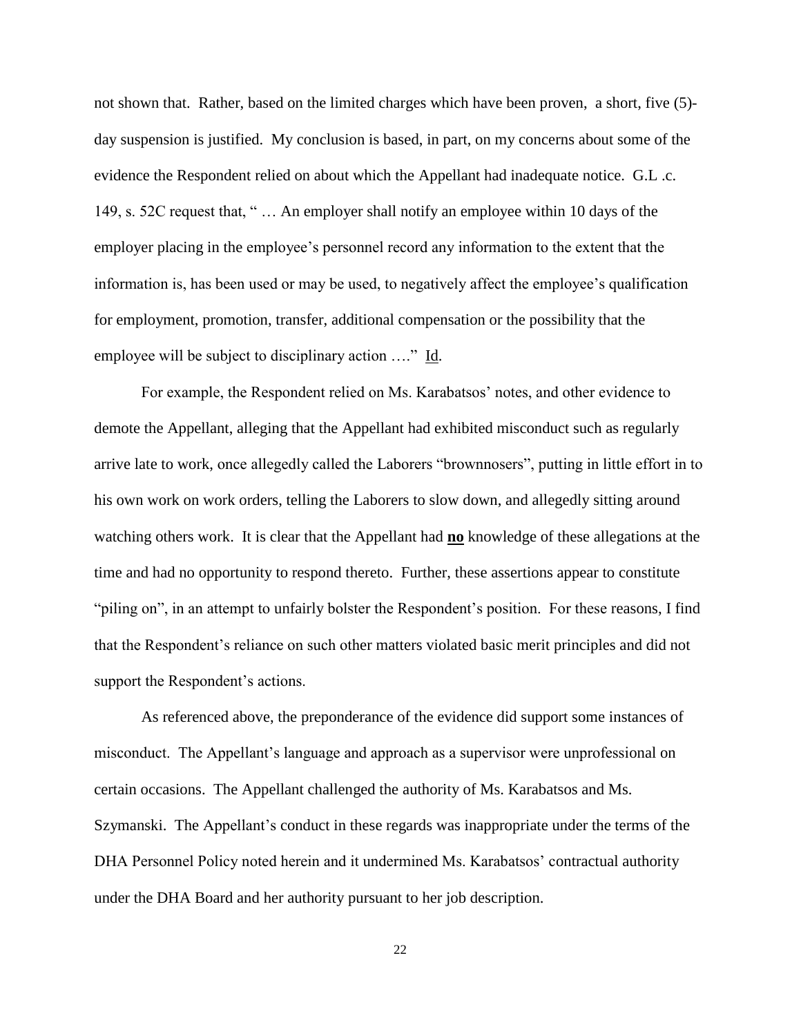not shown that. Rather, based on the limited charges which have been proven, a short, five (5)-day suspension is justified. My conclusion is based, in part, on my concerns about some of the evidence the Respondent relied on about which the Appellant had inadequate notice. G.L .c. 149, s. 52C request that, " … An employer shall notify an employee within 10 days of the employer placing in the employee's personnel record any information to the extent that the information is, has been used or may be used, to negatively affect the employee's qualification for employment, promotion, transfer, additional compensation or the possibility that the employee will be subject to disciplinary action …." Id.

For example, the Respondent relied on Ms. Karabatsos' notes, and other evidence to demote the Appellant, alleging that the Appellant had exhibited misconduct such as regularly arrive late to work, once allegedly called the Laborers "brownnosers", putting in little effort in to his own work on work orders, telling the Laborers to slow down, and allegedly sitting around watching others work. It is clear that the Appellant had **no** knowledge of these allegations at the time and had no opportunity to respond thereto. Further, these assertions appear to constitute "piling on", in an attempt to unfairly bolster the Respondent's position. For these reasons, I find that the Respondent's reliance on such other matters violated basic merit principles and did not support the Respondent's actions.

As referenced above, the preponderance of the evidence did support some instances of misconduct. The Appellant's language and approach as a supervisor were unprofessional on certain occasions. The Appellant challenged the authority of Ms. Karabatsos and Ms. Szymanski. The Appellant's conduct in these regards was inappropriate under the terms of the DHA Personnel Policy noted herein and it undermined Ms. Karabatsos' contractual authority under the DHA Board and her authority pursuant to her job description.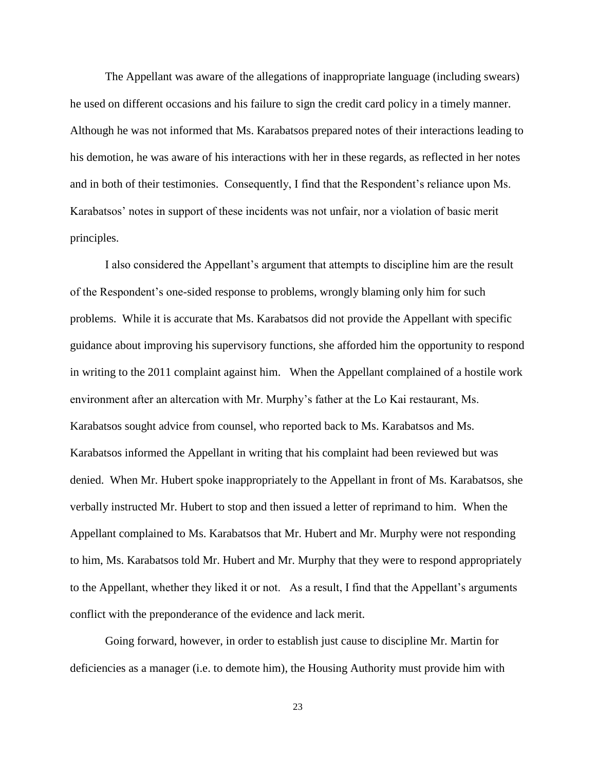The Appellant was aware of the allegations of inappropriate language (including swears) he used on different occasions and his failure to sign the credit card policy in a timely manner. Although he was not informed that Ms. Karabatsos prepared notes of their interactions leading to his demotion, he was aware of his interactions with her in these regards, as reflected in her notes and in both of their testimonies. Consequently, I find that the Respondent's reliance upon Ms. Karabatsos' notes in support of these incidents was not unfair, nor a violation of basic merit principles.

I also considered the Appellant's argument that attempts to discipline him are the result of the Respondent's one-sided response to problems, wrongly blaming only him for such problems. While it is accurate that Ms. Karabatsos did not provide the Appellant with specific guidance about improving his supervisory functions, she afforded him the opportunity to respond in writing to the 2011 complaint against him. When the Appellant complained of a hostile work environment after an altercation with Mr. Murphy's father at the Lo Kai restaurant, Ms. Karabatsos sought advice from counsel, who reported back to Ms. Karabatsos and Ms. Karabatsos informed the Appellant in writing that his complaint had been reviewed but was denied. When Mr. Hubert spoke inappropriately to the Appellant in front of Ms. Karabatsos, she verbally instructed Mr. Hubert to stop and then issued a letter of reprimand to him. When the Appellant complained to Ms. Karabatsos that Mr. Hubert and Mr. Murphy were not responding to him, Ms. Karabatsos told Mr. Hubert and Mr. Murphy that they were to respond appropriately to the Appellant, whether they liked it or not. As a result, I find that the Appellant's arguments conflict with the preponderance of the evidence and lack merit.

Going forward, however, in order to establish just cause to discipline Mr. Martin for deficiencies as a manager (i.e. to demote him), the Housing Authority must provide him with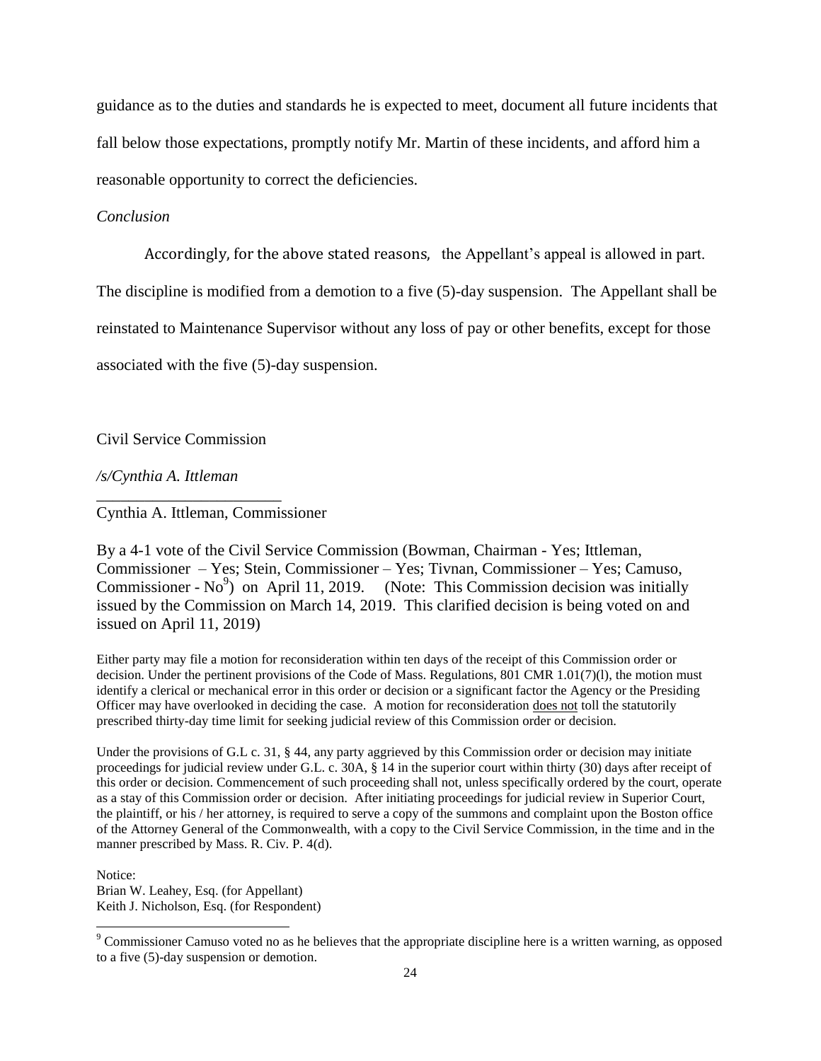guidance as to the duties and standards he is expected to meet, document all future incidents that fall below those expectations, promptly notify Mr. Martin of these incidents, and afford him a reasonable opportunity to correct the deficiencies.

*Conclusion*

Accordingly, for the above stated reasons, the Appellant's appeal is allowed in part. The discipline is modified from a demotion to a five (5)-day suspension. The Appellant shall be reinstated to Maintenance Supervisor without any loss of pay or other benefits, except for those associated with the five (5)-day suspension.

Civil Service Commission

*/s/Cynthia A. Ittleman*

\_\_\_\_\_\_\_\_\_\_\_\_\_\_\_\_\_\_\_\_\_\_\_\_

Cynthia A. Ittleman, Commissioner

By a 4-1 vote of the Civil Service Commission (Bowman, Chairman - Yes; Ittleman, Commissioner – Yes; Stein, Commissioner – Yes; Tivnan, Commissioner – Yes; Camuso, Commissioner - No[9]) on April 11, 2019. (Note: This Commission decision was initially issued by the Commission on March 14, 2019. This clarified decision is being voted on and issued on April 11, 2019)

Either party may file a motion for reconsideration within ten days of the receipt of this Commission order or decision. Under the pertinent provisions of the Code of Mass. Regulations, 801 CMR 1.01(7)(l), the motion must identify a clerical or mechanical error in this order or decision or a significant factor the Agency or the Presiding Officer may have overlooked in deciding the case. A motion for reconsideration <u>does not</u> toll the statutorily prescribed thirty-day time limit for seeking judicial review of this Commission order or decision.

Under the provisions of G.L c. 31, § 44, any party aggrieved by this Commission order or decision may initiate proceedings for judicial review under G.L. c. 30A, § 14 in the superior court within thirty (30) days after receipt of this order or decision. Commencement of such proceeding shall not, unless specifically ordered by the court, operate as a stay of this Commission order or decision. After initiating proceedings for judicial review in Superior Court, the plaintiff, or his / her attorney, is required to serve a copy of the summons and complaint upon the Boston office of the Attorney General of the Commonwealth, with a copy to the Civil Service Commission, in the time and in the manner prescribed by Mass. R. Civ. P. 4(d).

Notice:
Brian W. Leahey, Esq. (for Appellant)
Keith J. Nicholson, Esq. (for Respondent)

[9] Commissioner Camuso voted no as he believes that the appropriate discipline here is a written warning, as opposed to a five (5)-day suspension or demotion.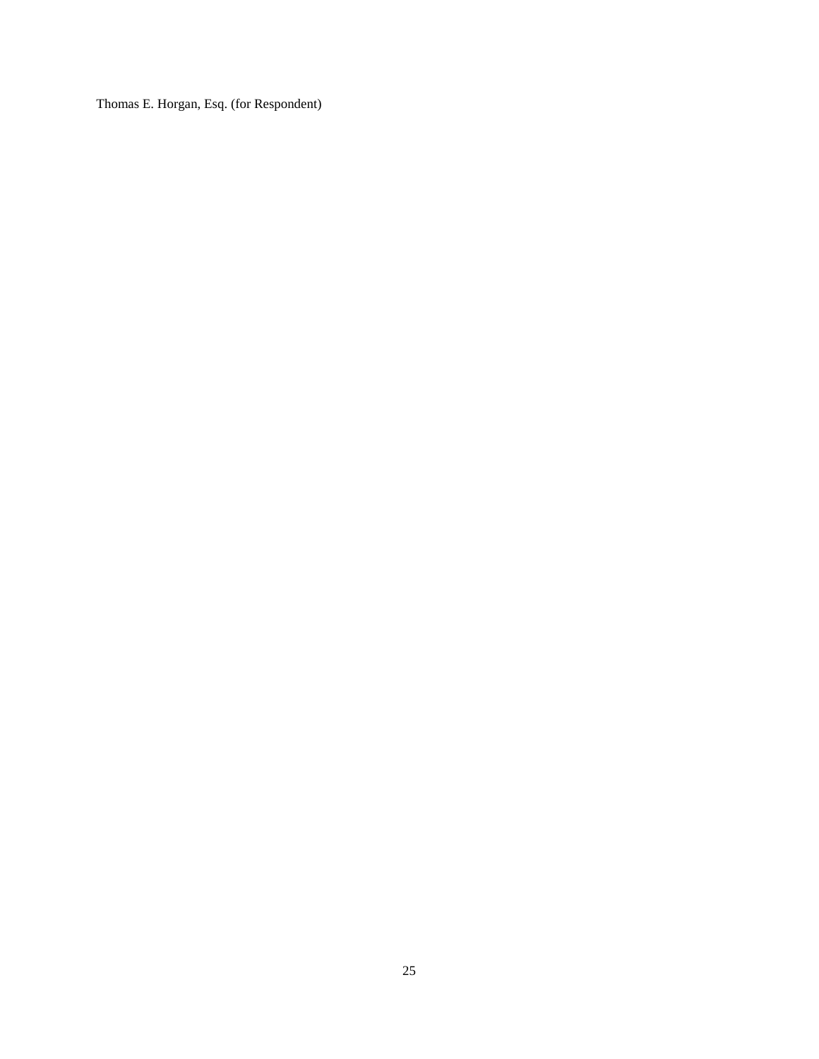Thomas E. Horgan, Esq. (for Respondent)